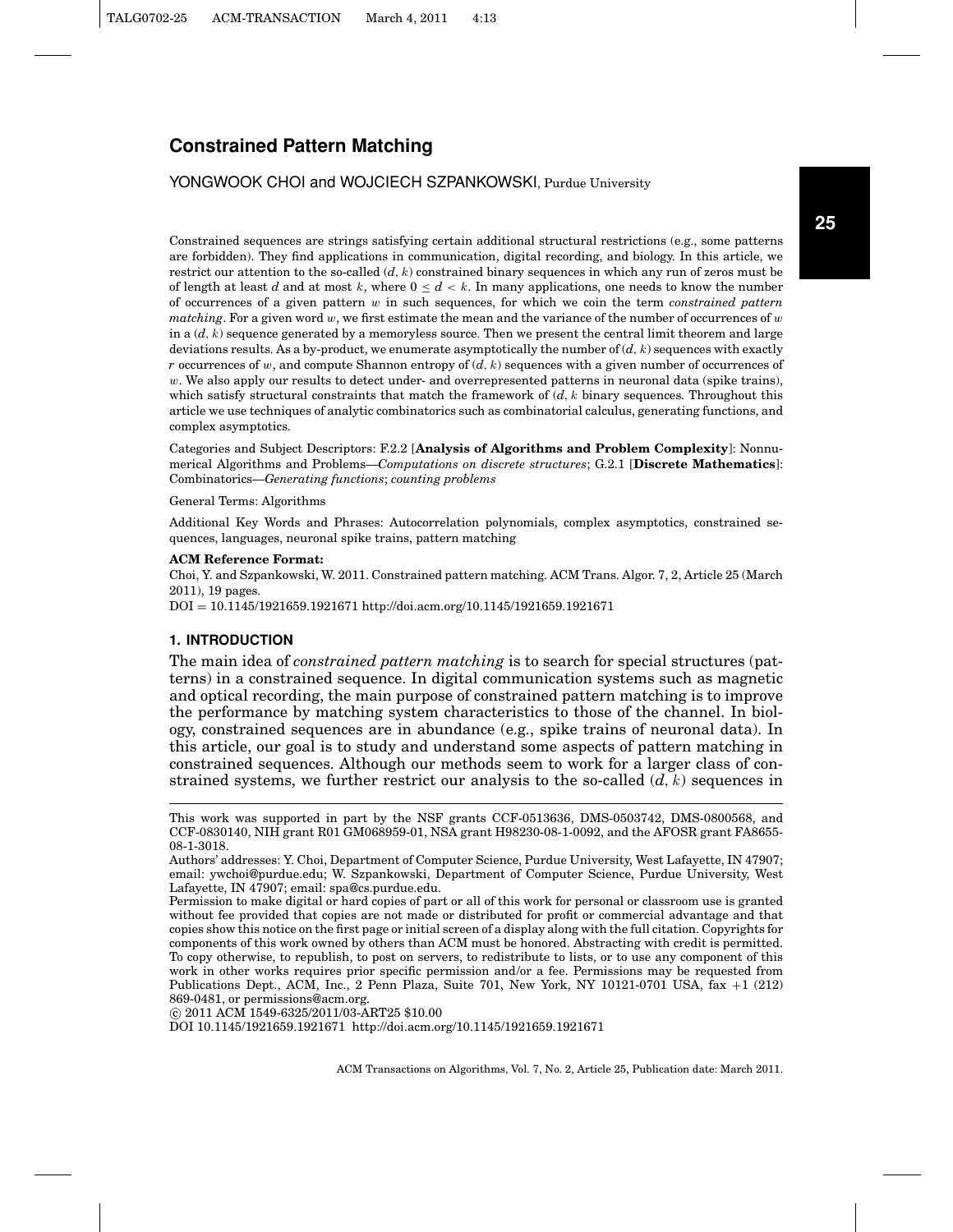# Constrained Pattern Matching

YONGWOOK CHOI and WOJCIECH SZPANKOWSKI, Purdue University

Constrained sequences are strings satisfying certain additional structural restrictions (e.g., some patterns are forbidden). They find applications in communication, digital recording, and biology. In this article, we restrict our attention to the so-called $(d, k)$ constrained binary sequences in which any run of zeros must be of length at least $d$ and at most $k$, where $0 \leq d < k$. In many applications, one needs to know the number of occurrences of a given pattern $w$ in such sequences, for which we coin the term *constrained pattern matching*. For a given word $w$, we first estimate the mean and the variance of the number of occurrences of $w$ in a $(d, k)$ sequence generated by a memoryless source. Then we present the central limit theorem and large deviations results. As a by-product, we enumerate asymptotically the number of $(d, k)$ sequences with exactly $r$ occurrences of $w$, and compute Shannon entropy of $(d, k)$ sequences with a given number of occurrences of $w$. We also apply our results to detect under- and overrepresented patterns in neuronal data (spike trains), which satisfy structural constraints that match the framework of $(d, k$ binary sequences. Throughout this article we use techniques of analytic combinatorics such as combinatorial calculus, generating functions, and complex asymptotics.

Categories and Subject Descriptors: F.2.2 [**Analysis of Algorithms and Problem Complexity**]: Nonnumerical Algorithms and Problems—*Computations on discrete structures*; G.2.1 [**Discrete Mathematics**]: Combinatorics—*Generating functions*; *counting problems*

General Terms: Algorithms

Additional Key Words and Phrases: Autocorrelation polynomials, complex asymptotics, constrained sequences, languages, neuronal spike trains, pattern matching

**ACM Reference Format:**
Choi, Y. and Szpankowski, W. 2011. Constrained pattern matching. ACM Trans. Algor. 7, 2, Article 25 (March 2011), 19 pages.
DOI = 10.1145/1921659.1921671 http://doi.acm.org/10.1145/1921659.1921671

## 1. INTRODUCTION

The main idea of *constrained pattern matching* is to search for special structures (patterns) in a constrained sequence. In digital communication systems such as magnetic and optical recording, the main purpose of constrained pattern matching is to improve the performance by matching system characteristics to those of the channel. In biology, constrained sequences are in abundance (e.g., spike trains of neuronal data). In this article, our goal is to study and understand some aspects of pattern matching in constrained sequences. Although our methods seem to work for a larger class of constrained systems, we further restrict our analysis to the so-called $(d, k)$ sequences in

---

This work was supported in part by the NSF grants CCF-0513636, DMS-0503742, DMS-0800568, and CCF-0830140, NIH grant R01 GM068959-01, NSA grant H98230-08-1-0092, and the AFOSR grant FA8655-08-1-3018.

Authors' addresses: Y. Choi, Department of Computer Science, Purdue University, West Lafayette, IN 47907; email: ywchoi@purdue.edu; W. Szpankowski, Department of Computer Science, Purdue University, West Lafayette, IN 47907; email: spa@cs.purdue.edu.

Permission to make digital or hard copies of part or all of this work for personal or classroom use is granted without fee provided that copies are not made or distributed for profit or commercial advantage and that copies show this notice on the first page or initial screen of a display along with the full citation. Copyrights for components of this work owned by others than ACM must be honored. Abstracting with credit is permitted. To copy otherwise, to republish, to post on servers, to redistribute to lists, or to use any component of this work in other works requires prior specific permission and/or a fee. Permissions may be requested from Publications Dept., ACM, Inc., 2 Penn Plaza, Suite 701, New York, NY 10121-0701 USA, fax +1 (212) 869-0481, or permissions@acm.org.

© 2011 ACM 1549-6325/2011/03-ART25 $10.00

DOI 10.1145/1921659.1921671 http://doi.acm.org/10.1145/1921659.1921671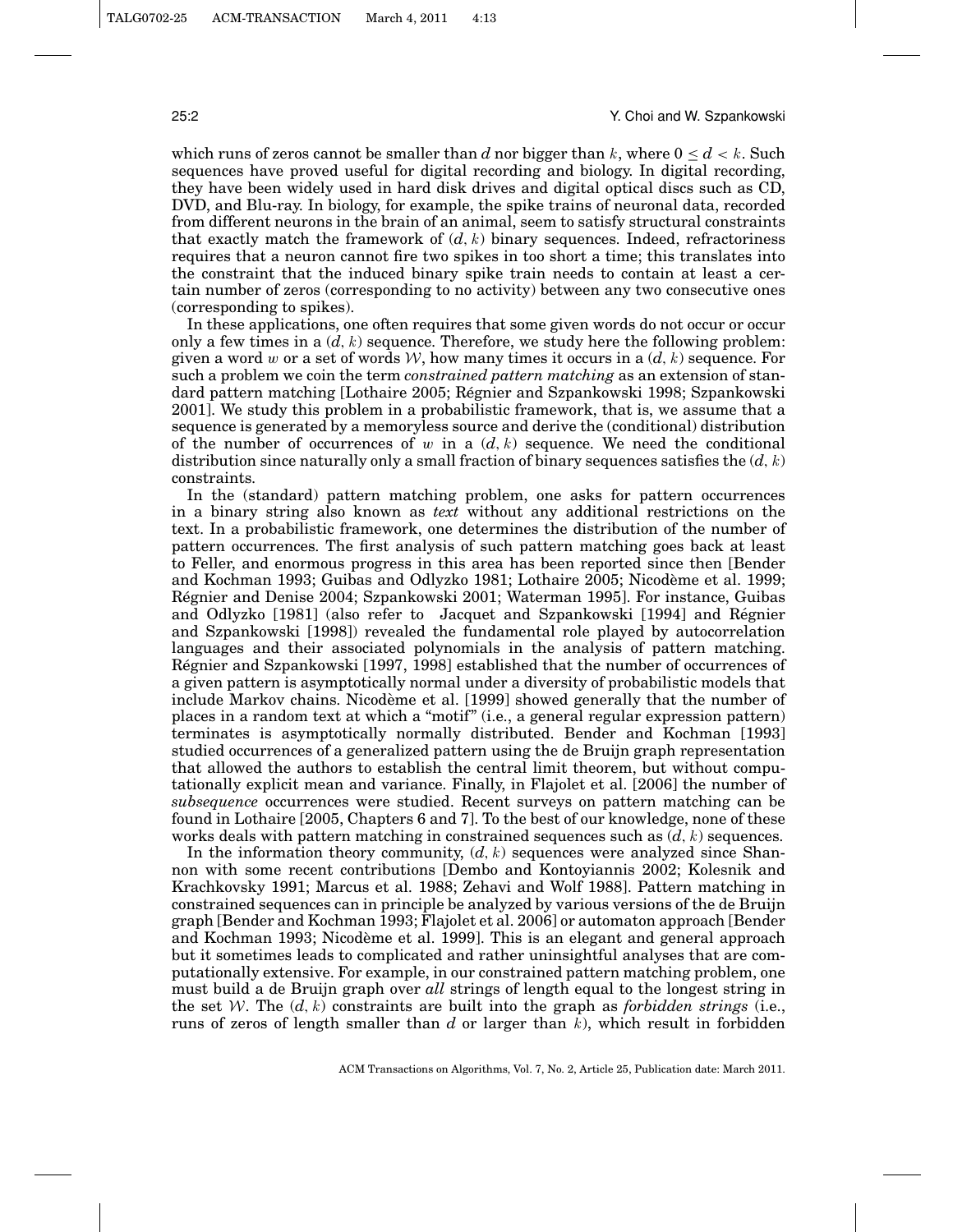which runs of zeros cannot be smaller than $d$ nor bigger than $k$, where $0 \leq d < k$. Such sequences have proved useful for digital recording and biology. In digital recording, they have been widely used in hard disk drives and digital optical discs such as CD, DVD, and Blu-ray. In biology, for example, the spike trains of neuronal data, recorded from different neurons in the brain of an animal, seem to satisfy structural constraints that exactly match the framework of $(d, k)$ binary sequences. Indeed, refractoriness requires that a neuron cannot fire two spikes in too short a time; this translates into the constraint that the induced binary spike train needs to contain at least a certain number of zeros (corresponding to no activity) between any two consecutive ones (corresponding to spikes).

In these applications, one often requires that some given words do not occur or occur only a few times in a $(d, k)$ sequence. Therefore, we study here the following problem: given a word $w$ or a set of words $\mathcal{W}$, how many times it occurs in a $(d, k)$ sequence. For such a problem we coin the term *constrained pattern matching* as an extension of standard pattern matching [Lothaire 2005; Régnier and Szpankowski 1998; Szpankowski 2001]. We study this problem in a probabilistic framework, that is, we assume that a sequence is generated by a memoryless source and derive the (conditional) distribution of the number of occurrences of $w$ in a $(d, k)$ sequence. We need the conditional distribution since naturally only a small fraction of binary sequences satisfies the $(d, k)$ constraints.

In the (standard) pattern matching problem, one asks for pattern occurrences in a binary string also known as *text* without any additional restrictions on the text. In a probabilistic framework, one determines the distribution of the number of pattern occurrences. The first analysis of such pattern matching goes back at least to Feller, and enormous progress in this area has been reported since then [Bender and Kochman 1993; Guibas and Odlyzko 1981; Lothaire 2005; Nicodème et al. 1999; Régnier and Denise 2004; Szpankowski 2001; Waterman 1995]. For instance, Guibas and Odlyzko [1981] (also refer to Jacquet and Szpankowski [1994] and Régnier and Szpankowski [1998]) revealed the fundamental role played by autocorrelation languages and their associated polynomials in the analysis of pattern matching. Régnier and Szpankowski [1997, 1998] established that the number of occurrences of a given pattern is asymptotically normal under a diversity of probabilistic models that include Markov chains. Nicodème et al. [1999] showed generally that the number of places in a random text at which a "motif" (i.e., a general regular expression pattern) terminates is asymptotically normally distributed. Bender and Kochman [1993] studied occurrences of a generalized pattern using the de Bruijn graph representation that allowed the authors to establish the central limit theorem, but without computationally explicit mean and variance. Finally, in Flajolet et al. [2006] the number of *subsequence* occurrences were studied. Recent surveys on pattern matching can be found in Lothaire [2005, Chapters 6 and 7]. To the best of our knowledge, none of these works deals with pattern matching in constrained sequences such as $(d, k)$ sequences.

In the information theory community, $(d, k)$ sequences were analyzed since Shannon with some recent contributions [Dembo and Kontoyiannis 2002; Kolesnik and Krachkovsky 1991; Marcus et al. 1988; Zehavi and Wolf 1988]. Pattern matching in constrained sequences can in principle be analyzed by various versions of the de Bruijn graph [Bender and Kochman 1993; Flajolet et al. 2006] or automaton approach [Bender and Kochman 1993; Nicodème et al. 1999]. This is an elegant and general approach but it sometimes leads to complicated and rather uninsightful analyses that are computationally extensive. For example, in our constrained pattern matching problem, one must build a de Bruijn graph over *all* strings of length equal to the longest string in the set $\mathcal{W}$. The $(d, k)$ constraints are built into the graph as *forbidden strings* (i.e., runs of zeros of length smaller than $d$ or larger than $k$), which result in forbidden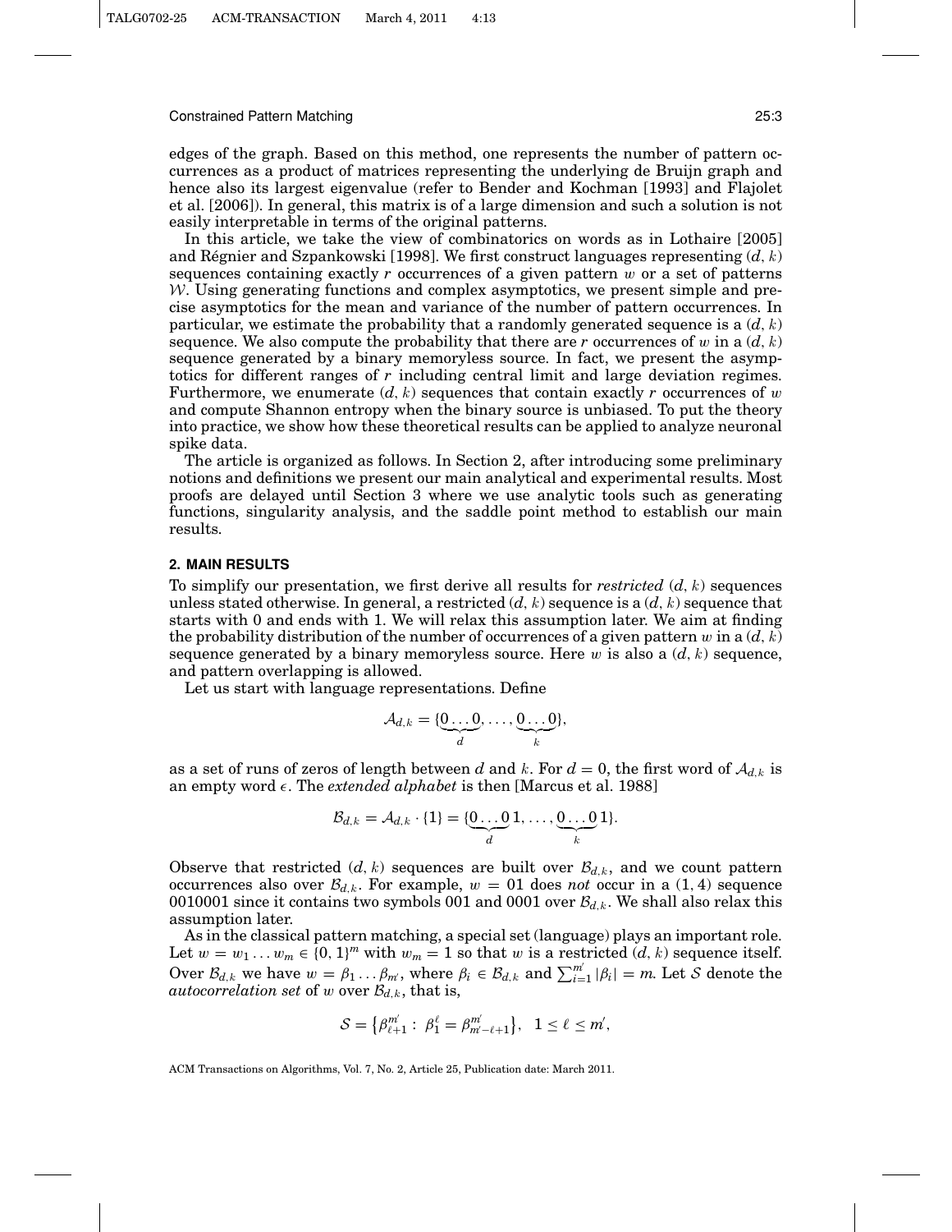edges of the graph. Based on this method, one represents the number of pattern occurrences as a product of matrices representing the underlying de Bruijn graph and hence also its largest eigenvalue (refer to Bender and Kochman [1993] and Flajolet et al. [2006]). In general, this matrix is of a large dimension and such a solution is not easily interpretable in terms of the original patterns.

In this article, we take the view of combinatorics on words as in Lothaire [2005] and Régnier and Szpankowski [1998]. We first construct languages representing $(d, k)$ sequences containing exactly $r$ occurrences of a given pattern $w$ or a set of patterns $\mathcal{W}$. Using generating functions and complex asymptotics, we present simple and precise asymptotics for the mean and variance of the number of pattern occurrences. In particular, we estimate the probability that a randomly generated sequence is a $(d, k)$ sequence. We also compute the probability that there are $r$ occurrences of $w$ in a $(d, k)$ sequence generated by a binary memoryless source. In fact, we present the asymptotics for different ranges of $r$ including central limit and large deviation regimes. Furthermore, we enumerate $(d, k)$ sequences that contain exactly $r$ occurrences of $w$ and compute Shannon entropy when the binary source is unbiased. To put the theory into practice, we show how these theoretical results can be applied to analyze neuronal spike data.

The article is organized as follows. In Section 2, after introducing some preliminary notions and definitions we present our main analytical and experimental results. Most proofs are delayed until Section 3 where we use analytic tools such as generating functions, singularity analysis, and the saddle point method to establish our main results.

## 2. MAIN RESULTS

To simplify our presentation, we first derive all results for *restricted* $(d, k)$ sequences unless stated otherwise. In general, a restricted $(d, k)$ sequence is a $(d, k)$ sequence that starts with 0 and ends with 1. We will relax this assumption later. We aim at finding the probability distribution of the number of occurrences of a given pattern $w$ in a $(d, k)$ sequence generated by a binary memoryless source. Here $w$ is also a $(d, k)$ sequence, and pattern overlapping is allowed.

Let us start with language representations. Define

$$\mathcal{A}_{d,k} = \{\underbrace{0\ldots0}_{d}, \ldots, \underbrace{0\ldots0}_{k}\},$$

as a set of runs of zeros of length between $d$ and $k$. For $d = 0$, the first word of $\mathcal{A}_{d,k}$ is an empty word $\epsilon$. The *extended alphabet* is then [Marcus et al. 1988]

$$\mathcal{B}_{d,k} = \mathcal{A}_{d,k} \cdot \{1\} = \{\underbrace{0\ldots0}_{d}1, \ldots, \underbrace{0\ldots0}_{k}1\}.$$

Observe that restricted $(d, k)$ sequences are built over $\mathcal{B}_{d,k}$, and we count pattern occurrences also over $\mathcal{B}_{d,k}$. For example, $w = 01$ does *not* occur in a $(1, 4)$ sequence 0010001 since it contains two symbols 001 and 0001 over $\mathcal{B}_{d,k}$. We shall also relax this assumption later.

As in the classical pattern matching, a special set (language) plays an important role. Let $w = w_1 \ldots w_m \in \{0, 1\}^m$ with $w_m = 1$ so that $w$ is a restricted $(d, k)$ sequence itself. Over $\mathcal{B}_{d,k}$ we have $w = \beta_1 \ldots \beta_{m'}$, where $\beta_i \in \mathcal{B}_{d,k}$ and $\sum_{i=1}^{m'} |\beta_i| = m$. Let $\mathcal{S}$ denote the *autocorrelation set* of $w$ over $\mathcal{B}_{d,k}$, that is,

$$\mathcal{S} = \left\{\beta_{\ell+1}^{m'} : \ \beta_1^{\ell} = \beta_{m'-\ell+1}^{m'}\right\}, \quad 1 \le \ell \le m',$$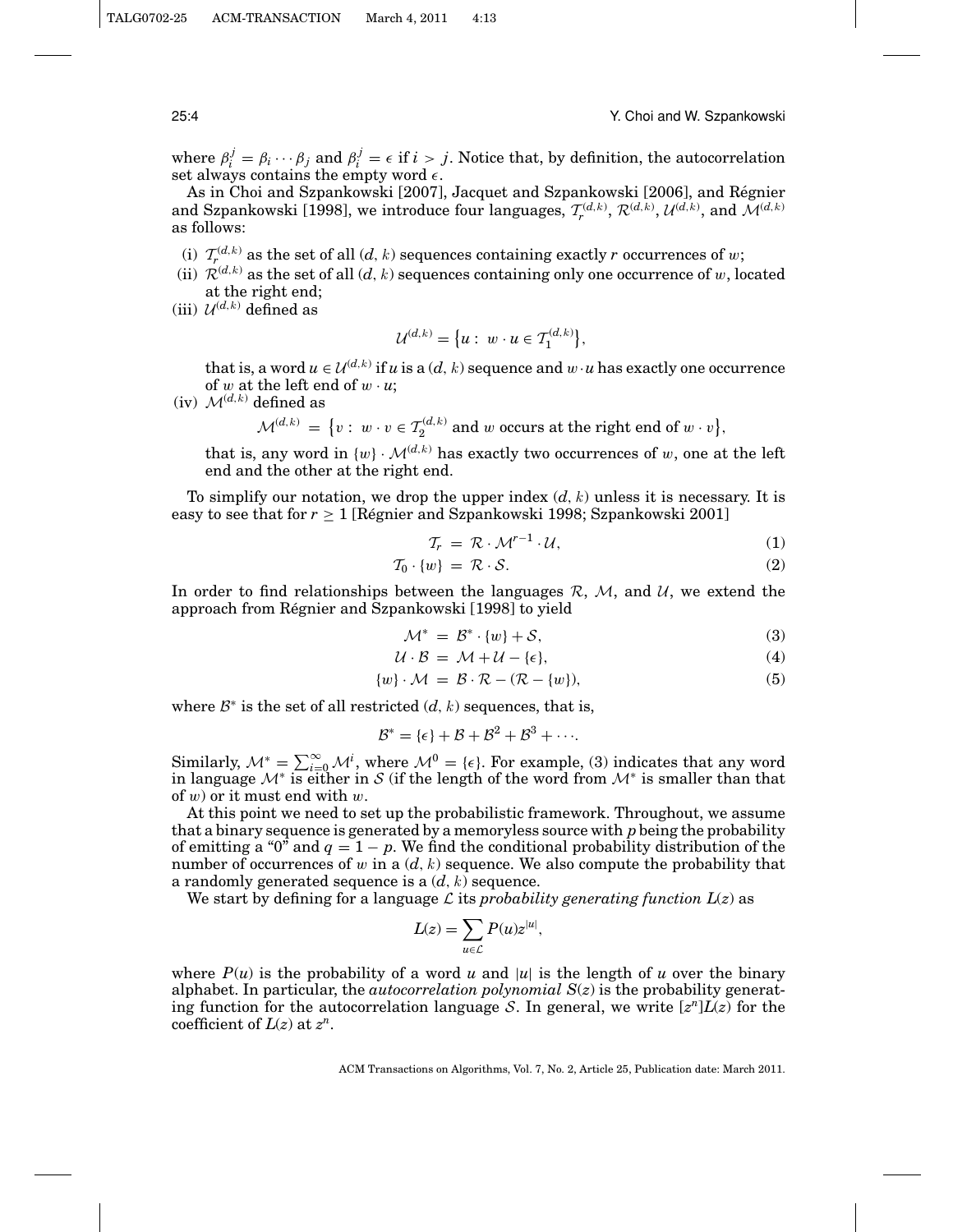where $\beta_i^j = \beta_i \cdots \beta_j$ and $\beta_i^j = \epsilon$ if $i > j$. Notice that, by definition, the autocorrelation set always contains the empty word $\epsilon$.

As in Choi and Szpankowski [2007], Jacquet and Szpankowski [2006], and Régnier and Szpankowski [1998], we introduce four languages, $\mathcal{T}_r^{(d,k)}$, $\mathcal{R}^{(d,k)}$, $\mathcal{U}^{(d,k)}$, and $\mathcal{M}^{(d,k)}$ as follows:

(i) $\mathcal{T}_r^{(d,k)}$ as the set of all $(d, k)$ sequences containing exactly $r$ occurrences of $w$;

(ii) $\mathcal{R}^{(d,k)}$ as the set of all $(d, k)$ sequences containing only one occurrence of $w$, located at the right end;

(iii) $\mathcal{U}^{(d,k)}$ defined as

$$\mathcal{U}^{(d,k)} = \{u : \ w \cdot u \in \mathcal{T}_1^{(d,k)}\},$$

that is, a word $u \in \mathcal{U}^{(d,k)}$ if $u$ is a $(d, k)$ sequence and $w \cdot u$ has exactly one occurrence of $w$ at the left end of $w \cdot u$;

(iv) $\mathcal{M}^{(d,k)}$ defined as

$$\mathcal{M}^{(d,k)} = \{v : \ w \cdot v \in \mathcal{T}_2^{(d,k)} \text{ and } w \text{ occurs at the right end of } w \cdot v\},$$

that is, any word in $\{w\} \cdot \mathcal{M}^{(d,k)}$ has exactly two occurrences of $w$, one at the left end and the other at the right end.

To simplify our notation, we drop the upper index $(d, k)$ unless it is necessary. It is easy to see that for $r \geq 1$ [Régnier and Szpankowski 1998; Szpankowski 2001]

$$\mathcal{T}_r = \mathcal{R} \cdot \mathcal{M}^{r-1} \cdot \mathcal{U}, \tag{1}$$

$$\mathcal{T}_0 \cdot \{w\} = \mathcal{R} \cdot \mathcal{S}. \tag{2}$$

In order to find relationships between the languages $\mathcal{R}$, $\mathcal{M}$, and $\mathcal{U}$, we extend the approach from Régnier and Szpankowski [1998] to yield

$$\mathcal{M}^* = \mathcal{B}^* \cdot \{w\} + \mathcal{S}, \tag{3}$$

$$\mathcal{U} \cdot \mathcal{B} = \mathcal{M} + \mathcal{U} - \{\epsilon\}, \tag{4}$$

$$\{w\} \cdot \mathcal{M} = \mathcal{B} \cdot \mathcal{R} - (\mathcal{R} - \{w\}), \tag{5}$$

where $\mathcal{B}^*$ is the set of all restricted $(d, k)$ sequences, that is,

$$\mathcal{B}^* = \{\epsilon\} + \mathcal{B} + \mathcal{B}^2 + \mathcal{B}^3 + \cdots.$$

Similarly, $\mathcal{M}^* = \sum_{i=0}^{\infty} \mathcal{M}^i$, where $\mathcal{M}^0 = \{\epsilon\}$. For example, (3) indicates that any word in language $\mathcal{M}^*$ is either in $\mathcal{S}$ (if the length of the word from $\mathcal{M}^*$ is smaller than that of $w$) or it must end with $w$.

At this point we need to set up the probabilistic framework. Throughout, we assume that a binary sequence is generated by a memoryless source with $p$ being the probability of emitting a "0" and $q = 1 - p$. We find the conditional probability distribution of the number of occurrences of $w$ in a $(d, k)$ sequence. We also compute the probability that a randomly generated sequence is a $(d, k)$ sequence.

We start by defining for a language $\mathcal{L}$ its *probability generating function* $L(z)$ as

$$L(z) = \sum_{u \in \mathcal{L}} P(u) z^{|u|},$$

where $P(u)$ is the probability of a word $u$ and $|u|$ is the length of $u$ over the binary alphabet. In particular, the *autocorrelation polynomial* $S(z)$ is the probability generating function for the autocorrelation language $\mathcal{S}$. In general, we write $[z^n]L(z)$ for the coefficient of $L(z)$ at $z^n$.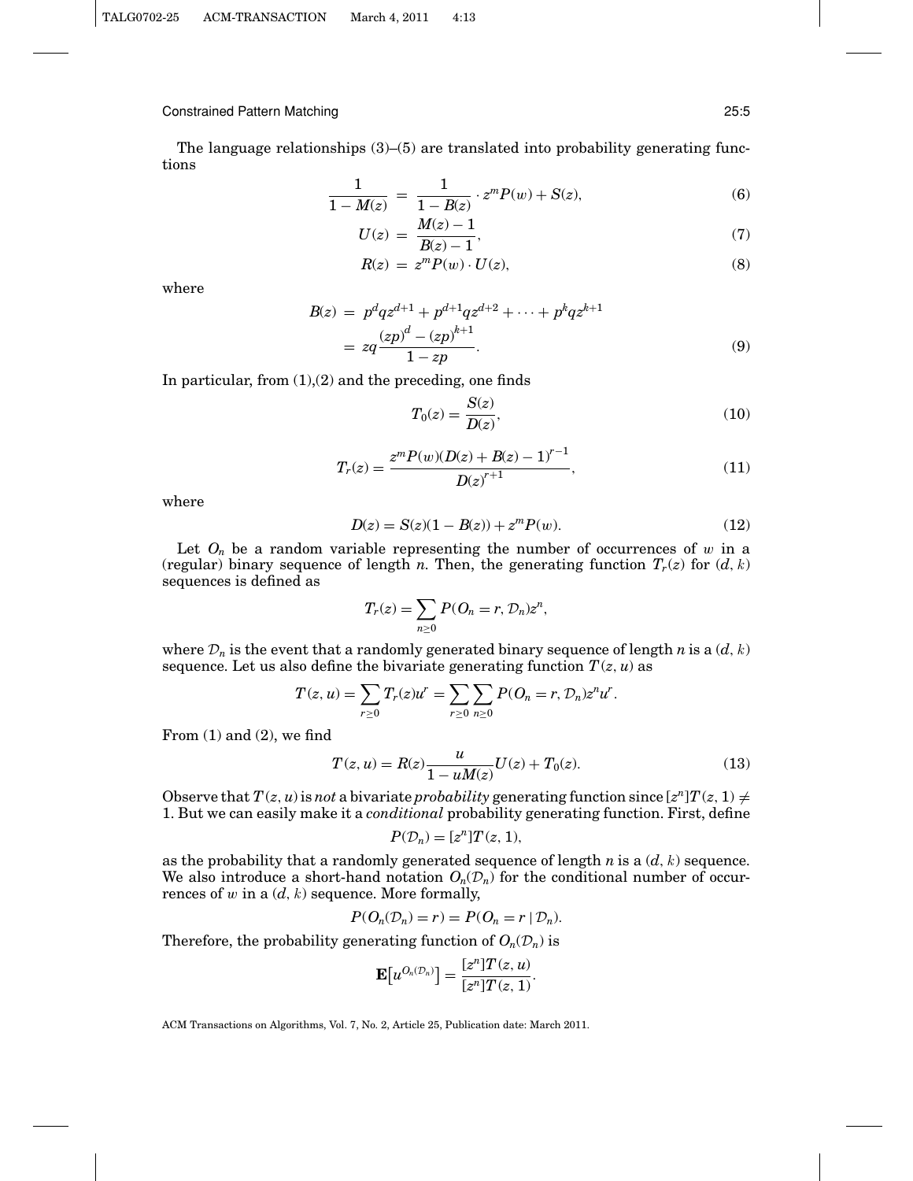The language relationships (3)–(5) are translated into probability generating functions

$$\frac{1}{1-M(z)} = \frac{1}{1-B(z)} \cdot z^m P(w) + S(z), \tag{6}$$

$$U(z) = \frac{M(z)-1}{B(z)-1}, \tag{7}$$

$$R(z) = z^m P(w) \cdot U(z), \tag{8}$$

where

$$\begin{aligned} B(z) &= p^d q z^{d+1} + p^{d+1} q z^{d+2} + \cdots + p^k q z^{k+1} \\ &= zq \frac{(zp)^d - (zp)^{k+1}}{1-zp}. \end{aligned} \tag{9}$$

In particular, from (1),(2) and the preceding, one finds

$$T_0(z) = \frac{S(z)}{D(z)}, \tag{10}$$

$$T_r(z) = \frac{z^m P(w)(D(z)+B(z)-1)^{r-1}}{D(z)^{r+1}}, \tag{11}$$

where

$$D(z) = S(z)(1-B(z)) + z^m P(w). \tag{12}$$

Let $O_n$ be a random variable representing the number of occurrences of $w$ in a (regular) binary sequence of length $n$. Then, the generating function $T_r(z)$ for $(d, k)$ sequences is defined as

$$T_r(z) = \sum_{n \geq 0} P(O_n = r, \mathcal{D}_n) z^n,$$

where $\mathcal{D}_n$ is the event that a randomly generated binary sequence of length $n$ is a $(d, k)$ sequence. Let us also define the bivariate generating function $T(z, u)$ as

$$T(z, u) = \sum_{r \geq 0} T_r(z) u^r = \sum_{r \geq 0} \sum_{n \geq 0} P(O_n = r, \mathcal{D}_n) z^n u^r.$$

From (1) and (2), we find

$$T(z, u) = R(z) \frac{u}{1 - uM(z)} U(z) + T_0(z). \tag{13}$$

Observe that $T(z, u)$ is *not* a bivariate *probability* generating function since $[z^n]T(z, 1) \neq 1$. But we can easily make it a *conditional* probability generating function. First, define

$$P(\mathcal{D}_n) = [z^n]T(z, 1),$$

as the probability that a randomly generated sequence of length $n$ is a $(d, k)$ sequence. We also introduce a short-hand notation $O_n(\mathcal{D}_n)$ for the conditional number of occurrences of $w$ in a $(d, k)$ sequence. More formally,

$$P(O_n(\mathcal{D}_n) = r) = P(O_n = r \mid \mathcal{D}_n).$$

Therefore, the probability generating function of $O_n(\mathcal{D}_n)$ is

$$\mathbf{E}\left[u^{O_n(\mathcal{D}_n)}\right] = \frac{[z^n]T(z, u)}{[z^n]T(z, 1)}.$$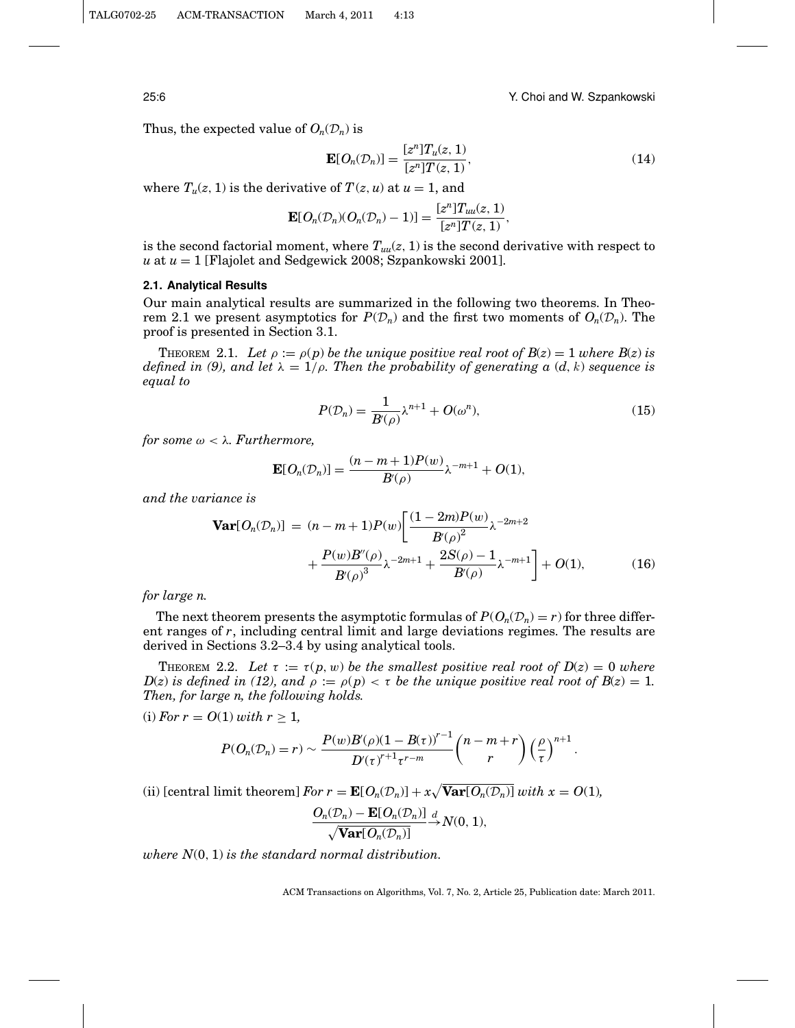Thus, the expected value of $O_n(\mathcal{D}_n)$ is

$$\mathbf{E}[O_n(\mathcal{D}_n)] = \frac{[z^n]T_u(z,1)}{[z^n]T(z,1)}, \tag{14}$$

where $T_u(z, 1)$ is the derivative of $T(z, u)$ at $u = 1$, and

$$\mathbf{E}[O_n(\mathcal{D}_n)(O_n(\mathcal{D}_n) - 1)] = \frac{[z^n]T_{uu}(z,1)}{[z^n]T(z,1)},$$

is the second factorial moment, where $T_{uu}(z, 1)$ is the second derivative with respect to $u$ at $u = 1$ [Flajolet and Sedgewick 2008; Szpankowski 2001].

### 2.1. Analytical Results

Our main analytical results are summarized in the following two theorems. In Theorem 2.1 we present asymptotics for $P(\mathcal{D}_n)$ and the first two moments of $O_n(\mathcal{D}_n)$. The proof is presented in Section 3.1.

THEOREM 2.1. *Let $\rho := \rho(p)$ be the unique positive real root of $B(z) = 1$ where $B(z)$ is defined in (9), and let $\lambda = 1/\rho$. Then the probability of generating a $(d, k)$ sequence is equal to*

$$P(\mathcal{D}_n) = \frac{1}{B'(\rho)}\lambda^{n+1} + O(\omega^n), \tag{15}$$

*for some $\omega < \lambda$. Furthermore,*

$$\mathbf{E}[O_n(\mathcal{D}_n)] = \frac{(n-m+1)P(w)}{B'(\rho)}\lambda^{-m+1} + O(1),$$

*and the variance is*

$$\begin{aligned}\mathbf{Var}[O_n(\mathcal{D}_n)] \;=\; (n-m+1)P(w)\bigg[&\frac{(1-2m)P(w)}{B'(\rho)^2}\lambda^{-2m+2} \\ &+ \frac{P(w)B''(\rho)}{B'(\rho)^3}\lambda^{-2m+1} + \frac{2S(\rho)-1}{B'(\rho)}\lambda^{-m+1}\bigg] + O(1),\end{aligned} \tag{16}$$

*for large n.*

The next theorem presents the asymptotic formulas of $P(O_n(\mathcal{D}_n) = r)$ for three different ranges of $r$, including central limit and large deviations regimes. The results are derived in Sections 3.2–3.4 by using analytical tools.

THEOREM 2.2. *Let $\tau := \tau(p, w)$ be the smallest positive real root of $D(z) = 0$ where $D(z)$ is defined in (12), and $\rho := \rho(p) < \tau$ be the unique positive real root of $B(z) = 1$. Then, for large n, the following holds.*

(i) *For $r = O(1)$ with $r \geq 1$,*

$$P(O_n(\mathcal{D}_n) = r) \sim \frac{P(w)B'(\rho)(1-B(\tau))^{r-1}}{D'(\tau)^{r+1}\tau^{r-m}}\binom{n-m+r}{r}\left(\frac{\rho}{\tau}\right)^{n+1}.$$

(ii) [central limit theorem] *For $r = \mathbf{E}[O_n(\mathcal{D}_n)] + x\sqrt{\mathbf{Var}[O_n(\mathcal{D}_n)]}$ with $x = O(1)$,*

$$\frac{O_n(\mathcal{D}_n) - \mathbf{E}[O_n(\mathcal{D}_n)]}{\sqrt{\mathbf{Var}[O_n(\mathcal{D}_n)]}} \xrightarrow{d} N(0,1),$$

*where $N(0, 1)$ is the standard normal distribution.*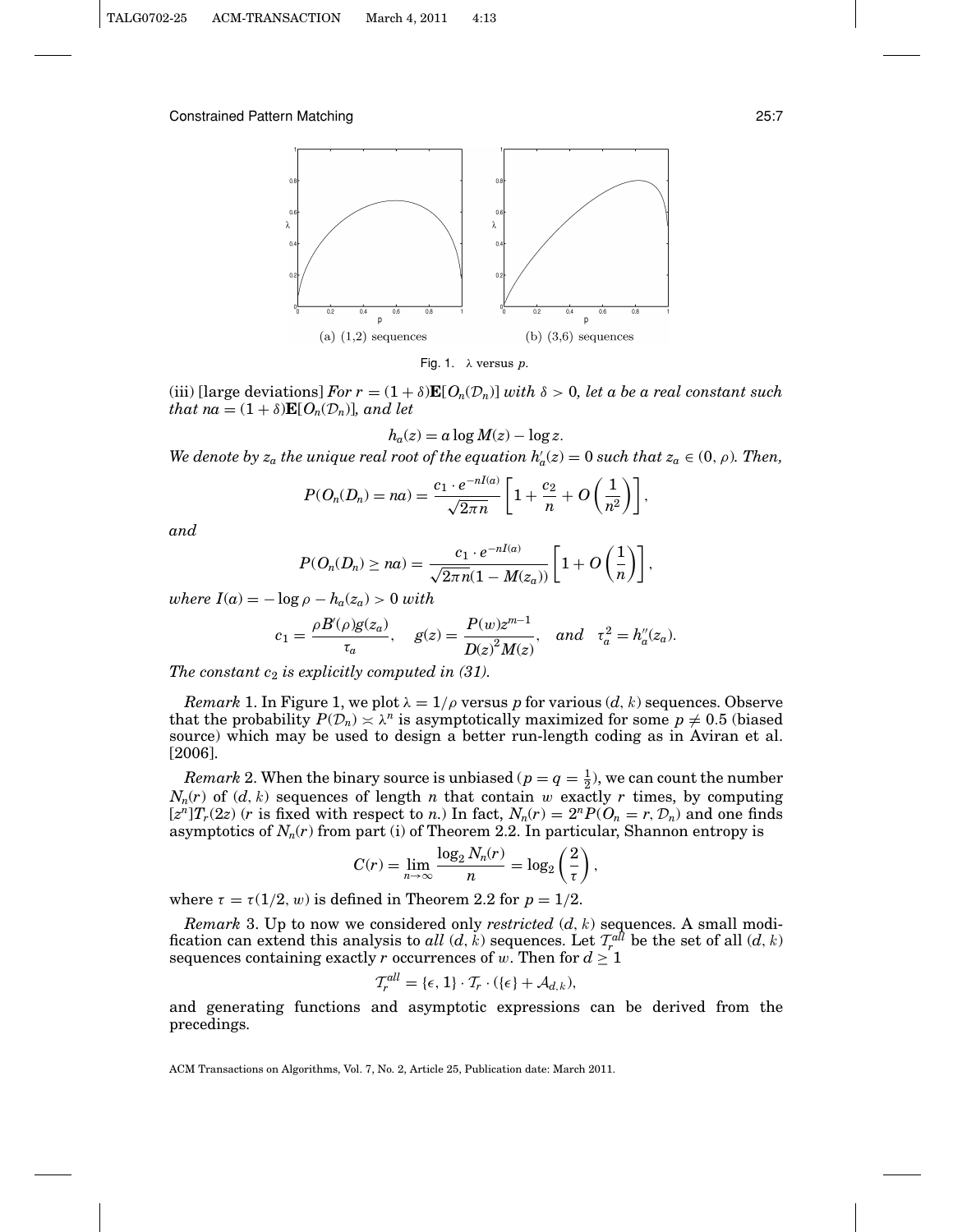(a) (1,2) sequences

(b) (3,6) sequences

Fig. 1. $\lambda$ versus $p$.

(iii) [large deviations] *For* $r = (1+\delta)\mathbf{E}[O_n(\mathcal{D}_n)]$ *with* $\delta > 0$*, let a be a real constant such that* $na = (1+\delta)\mathbf{E}[O_n(\mathcal{D}_n)]$*, and let*

$$h_a(z) = a \log M(z) - \log z.$$

*We denote by* $z_a$ *the unique real root of the equation* $h_a'(z) = 0$ *such that* $z_a \in (0, \rho)$*. Then,*

$$P(O_n(D_n) = na) = \frac{c_1 \cdot e^{-nI(a)}}{\sqrt{2\pi n}} \left[1 + \frac{c_2}{n} + O\left(\frac{1}{n^2}\right)\right],$$

*and*

$$P(O_n(D_n) \geq na) = \frac{c_1 \cdot e^{-nI(a)}}{\sqrt{2\pi n}(1 - M(z_a))} \left[1 + O\left(\frac{1}{n}\right)\right],$$

*where* $I(a) = -\log \rho - h_a(z_a) > 0$ *with*

$$c_1 = \frac{\rho B'(\rho) g(z_a)}{\tau_a}, \quad g(z) = \frac{P(w) z^{m-1}}{D(z)^2 M(z)}, \quad \textit{and} \quad \tau_a^2 = h_a''(z_a).$$

*The constant* $c_2$ *is explicitly computed in (31).*

*Remark* 1. In Figure 1, we plot $\lambda = 1/\rho$ versus $p$ for various $(d, k)$ sequences. Observe that the probability $P(\mathcal{D}_n) \asymp \lambda^n$ is asymptotically maximized for some $p \neq 0.5$ (biased source) which may be used to design a better run-length coding as in Aviran et al. [2006].

*Remark* 2. When the binary source is unbiased ($p = q = \frac{1}{2}$), we can count the number $N_n(r)$ of $(d, k)$ sequences of length $n$ that contain $w$ exactly $r$ times, by computing $[z^n]T_r(2z)$ ($r$ is fixed with respect to $n$.) In fact, $N_n(r) = 2^n P(O_n = r, \mathcal{D}_n)$ and one finds asymptotics of $N_n(r)$ from part (i) of Theorem 2.2. In particular, Shannon entropy is

$$C(r) = \lim_{n\to\infty} \frac{\log_2 N_n(r)}{n} = \log_2\left(\frac{2}{\tau}\right),$$

where $\tau = \tau(1/2, w)$ is defined in Theorem 2.2 for $p = 1/2$.

*Remark* 3. Up to now we considered only *restricted* $(d, k)$ sequences. A small modification can extend this analysis to *all* $(d, k)$ sequences. Let $\mathcal{T}_r^{all}$ be the set of all $(d, k)$ sequences containing exactly $r$ occurrences of $w$. Then for $d \geq 1$

$$\mathcal{T}_r^{all} = \{\epsilon, 1\} \cdot \mathcal{T}_r \cdot (\{\epsilon\} + \mathcal{A}_{d,k}),$$

and generating functions and asymptotic expressions can be derived from the precedings.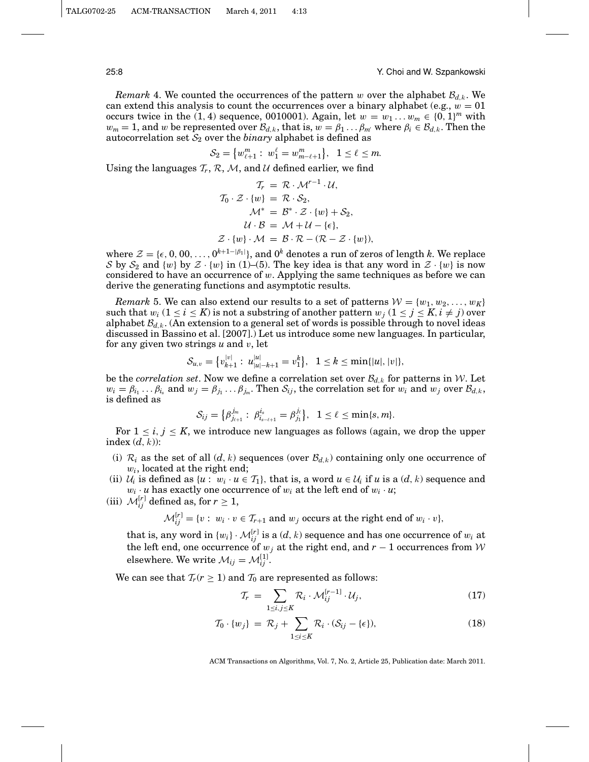*Remark* 4. We counted the occurrences of the pattern $w$ over the alphabet $\mathcal{B}_{d,k}$. We can extend this analysis to count the occurrences over a binary alphabet (e.g., $w = 01$ occurs twice in the $(1, 4)$ sequence, 0010001). Again, let $w = w_1 \dots w_m \in \{0, 1\}^m$ with $w_m = 1$, and $w$ be represented over $\mathcal{B}_{d,k}$, that is, $w = \beta_1 \dots \beta_{m'}$ where $\beta_i \in \mathcal{B}_{d,k}$. Then the autocorrelation set $\mathcal{S}_2$ over the *binary* alphabet is defined as

$$\mathcal{S}_2 = \left\{ w_{\ell+1}^m : \ w_1^\ell = w_{m-\ell+1}^m \right\}, \quad 1 \leq \ell \leq m.$$

Using the languages $\mathcal{T}_r$, $\mathcal{R}$, $\mathcal{M}$, and $\mathcal{U}$ defined earlier, we find

$$\begin{aligned}
\mathcal{T}_r &= \mathcal{R} \cdot \mathcal{M}^{r-1} \cdot \mathcal{U}, \\
\mathcal{T}_0 \cdot \mathcal{Z} \cdot \{w\} &= \mathcal{R} \cdot \mathcal{S}_2, \\
\mathcal{M}^* &= \mathcal{B}^* \cdot \mathcal{Z} \cdot \{w\} + \mathcal{S}_2, \\
\mathcal{U} \cdot \mathcal{B} &= \mathcal{M} + \mathcal{U} - \{\epsilon\}, \\
\mathcal{Z} \cdot \{w\} \cdot \mathcal{M} &= \mathcal{B} \cdot \mathcal{R} - (\mathcal{R} - \mathcal{Z} \cdot \{w\}),
\end{aligned}$$

where $\mathcal{Z} = \{\epsilon, 0, 00, \dots, 0^{k+1-|\beta_1|}\}$, and $0^k$ denotes a run of zeros of length $k$. We replace $\mathcal{S}$ by $\mathcal{S}_2$ and $\{w\}$ by $\mathcal{Z} \cdot \{w\}$ in (1)–(5). The key idea is that any word in $\mathcal{Z} \cdot \{w\}$ is now considered to have an occurrence of $w$. Applying the same techniques as before we can derive the generating functions and asymptotic results.

*Remark* 5. We can also extend our results to a set of patterns $\mathcal{W} = \{w_1, w_2, \dots, w_K\}$ such that $w_i$ $(1 \leq i \leq K)$ is not a substring of another pattern $w_j$ $(1 \leq j \leq K, i \neq j)$ over alphabet $\mathcal{B}_{d,k}$. (An extension to a general set of words is possible through to novel ideas discussed in Bassino et al. [2007].) Let us introduce some new languages. In particular, for any given two strings $u$ and $v$, let

$$\mathcal{S}_{u,v} = \left\{ v_{k+1}^{|v|} : \ u_{|u|-k+1}^{|u|} = v_1^k \right\}, \quad 1 \leq k \leq \min\{|u|, |v|\},$$

be the *correlation set*. Now we define a correlation set over $\mathcal{B}_{d,k}$ for patterns in $\mathcal{W}$. Let $w_i = \beta_{i_1} \dots \beta_{i_s}$ and $w_j = \beta_{j_1} \dots \beta_{j_m}$. Then $\mathcal{S}_{ij}$, the correlation set for $w_i$ and $w_j$ over $\mathcal{B}_{d,k}$, is defined as

$$\mathcal{S}_{ij} = \left\{ \beta_{j_{\ell+1}}^{j_m} : \ \beta_{i_{s-\ell+1}}^{i_s} = \beta_{j_1}^{j_\ell} \right\}, \quad 1 \leq \ell \leq \min\{s, m\}.$$

For $1 \leq i, j \leq K$, we introduce new languages as follows (again, we drop the upper index $(d, k)$):

- (i) $\mathcal{R}_i$ as the set of all $(d, k)$ sequences (over $\mathcal{B}_{d,k}$) containing only one occurrence of $w_i$, located at the right end;
- (ii) $\mathcal{U}_i$ is defined as $\{u : \ w_i \cdot u \in \mathcal{T}_1\}$, that is, a word $u \in \mathcal{U}_i$ if $u$ is a $(d, k)$ sequence and $w_i \cdot u$ has exactly one occurrence of $w_i$ at the left end of $w_i \cdot u$;
- (iii) $\mathcal{M}_{ij}^{[r]}$ defined as, for $r \geq 1$,

$$\mathcal{M}_{ij}^{[r]} = \{v : \ w_i \cdot v \in \mathcal{T}_{r+1} \text{ and } w_j \text{ occurs at the right end of } w_i \cdot v\},$$

that is, any word in $\{w_i\} \cdot \mathcal{M}_{ij}^{[r]}$ is a $(d, k)$ sequence and has one occurrence of $w_i$ at the left end, one occurrence of $w_j$ at the right end, and $r - 1$ occurrences from $\mathcal{W}$ elsewhere. We write $\mathcal{M}_{ij} = \mathcal{M}_{ij}^{[1]}$.

We can see that $\mathcal{T}_r (r \geq 1)$ and $\mathcal{T}_0$ are represented as follows:

$$\mathcal{T}_r = \sum_{1 \leq i, j \leq K} \mathcal{R}_i \cdot \mathcal{M}_{ij}^{[r-1]} \cdot \mathcal{U}_j, \tag{17}$$

$$\mathcal{T}_0 \cdot \{w_j\} = \mathcal{R}_j + \sum_{1 \leq i \leq K} \mathcal{R}_i \cdot (\mathcal{S}_{ij} - \{\epsilon\}), \tag{18}$$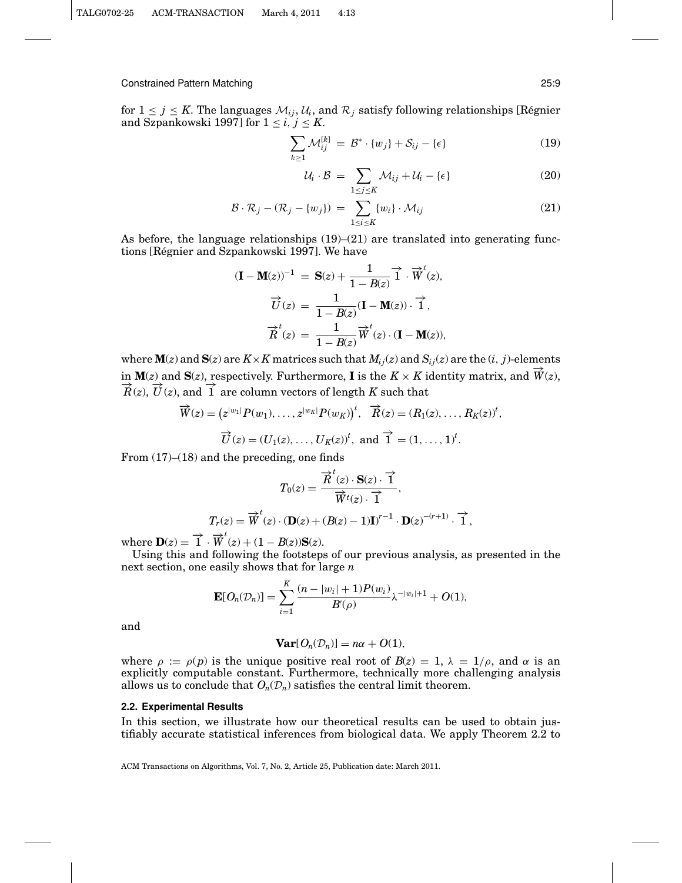for $1 \leq j \leq K$. The languages $\mathcal{M}_{ij}$, $\mathcal{U}_i$, and $\mathcal{R}_j$ satisfy following relationships [Régnier and Szpankowski 1997] for $1 \leq i, j \leq K$.

$$\sum_{k \geq 1} \mathcal{M}_{ij}^{[k]} = \mathcal{B}^* \cdot \{w_j\} + \mathcal{S}_{ij} - \{\epsilon\} \tag{19}$$

$$\mathcal{U}_i \cdot \mathcal{B} = \sum_{1 \leq j \leq K} \mathcal{M}_{ij} + \mathcal{U}_i - \{\epsilon\} \tag{20}$$

$$\mathcal{B} \cdot \mathcal{R}_j - (\mathcal{R}_j - \{w_j\}) = \sum_{1 \leq i \leq K} \{w_i\} \cdot \mathcal{M}_{ij} \tag{21}$$

As before, the language relationships (19)–(21) are translated into generating functions [Régnier and Szpankowski 1997]. We have

$$(\mathbf{I} - \mathbf{M}(z))^{-1} = \mathbf{S}(z) + \frac{1}{1 - B(z)} \overrightarrow{1} \cdot \overrightarrow{W}^t(z),$$

$$\overrightarrow{U}(z) = \frac{1}{1 - B(z)} (\mathbf{I} - \mathbf{M}(z)) \cdot \overrightarrow{1},$$

$$\overrightarrow{R}^t(z) = \frac{1}{1 - B(z)} \overrightarrow{W}^t(z) \cdot (\mathbf{I} - \mathbf{M}(z)),$$

where $\mathbf{M}(z)$ and $\mathbf{S}(z)$ are $K \times K$ matrices such that $M_{ij}(z)$ and $S_{ij}(z)$ are the $(i, j)$-elements in $\mathbf{M}(z)$ and $\mathbf{S}(z)$, respectively. Furthermore, $\mathbf{I}$ is the $K \times K$ identity matrix, and $\overrightarrow{W}(z)$, $\overrightarrow{R}(z)$, $\overrightarrow{U}(z)$, and $\overrightarrow{1}$ are column vectors of length $K$ such that

$$\overrightarrow{W}(z) = \left(z^{|w_1|} P(w_1), \ldots, z^{|w_K|} P(w_K)\right)^t, \quad \overrightarrow{R}(z) = (R_1(z), \ldots, R_K(z))^t,$$

$$\overrightarrow{U}(z) = (U_1(z), \ldots, U_K(z))^t, \text{ and } \overrightarrow{1} = (1, \ldots, 1)^t.$$

From (17)–(18) and the preceding, one finds

$$T_0(z) = \frac{\overrightarrow{R}^t(z) \cdot \mathbf{S}(z) \cdot \overrightarrow{1}}{\overrightarrow{W}^t(z) \cdot \overrightarrow{1}},$$

$$T_r(z) = \overrightarrow{W}^t(z) \cdot (\mathbf{D}(z) + (B(z) - 1)\mathbf{I})^{r-1} \cdot \mathbf{D}(z)^{-(r+1)} \cdot \overrightarrow{1},$$

where $\mathbf{D}(z) = \overrightarrow{1} \cdot \overrightarrow{W}^t(z) + (1 - B(z))\mathbf{S}(z)$.

Using this and following the footsteps of our previous analysis, as presented in the next section, one easily shows that for large $n$

$$\mathbf{E}[O_n(\mathcal{D}_n)] = \sum_{i=1}^{K} \frac{(n - |w_i| + 1) P(w_i)}{B'(\rho)} \lambda^{-|w_i|+1} + O(1),$$

and

$$\mathbf{Var}[O_n(\mathcal{D}_n)] = n\alpha + O(1),$$

where $\rho := \rho(p)$ is the unique positive real root of $B(z) = 1$, $\lambda = 1/\rho$, and $\alpha$ is an explicitly computable constant. Furthermore, technically more challenging analysis allows us to conclude that $O_n(\mathcal{D}_n)$ satisfies the central limit theorem.

### 2.2. Experimental Results

In this section, we illustrate how our theoretical results can be used to obtain justifiably accurate statistical inferences from biological data. We apply Theorem 2.2 to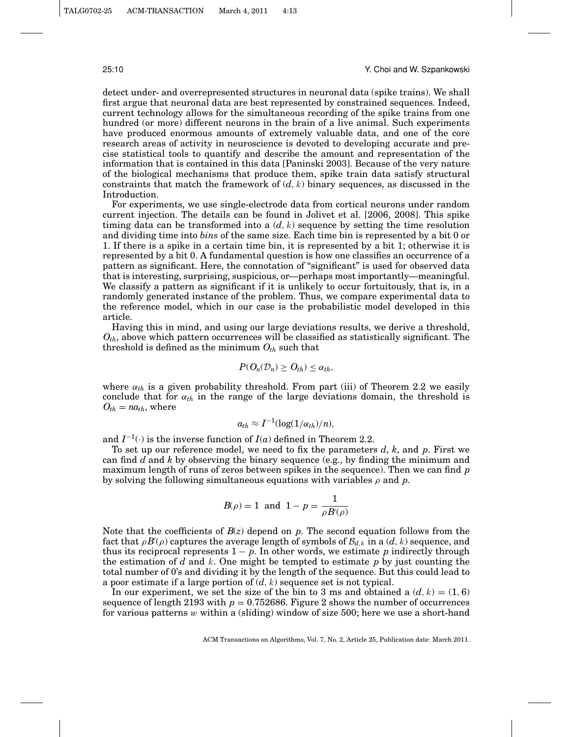detect under- and overrepresented structures in neuronal data (spike trains). We shall first argue that neuronal data are best represented by constrained sequences. Indeed, current technology allows for the simultaneous recording of the spike trains from one hundred (or more) different neurons in the brain of a live animal. Such experiments have produced enormous amounts of extremely valuable data, and one of the core research areas of activity in neuroscience is devoted to developing accurate and precise statistical tools to quantify and describe the amount and representation of the information that is contained in this data [Paninski 2003]. Because of the very nature of the biological mechanisms that produce them, spike train data satisfy structural constraints that match the framework of $(d, k)$ binary sequences, as discussed in the Introduction.

For experiments, we use single-electrode data from cortical neurons under random current injection. The details can be found in Jolivet et al. [2006, 2008]. This spike timing data can be transformed into a $(d, k)$ sequence by setting the time resolution and dividing time into *bins* of the same size. Each time bin is represented by a bit 0 or 1. If there is a spike in a certain time bin, it is represented by a bit 1; otherwise it is represented by a bit 0. A fundamental question is how one classifies an occurrence of a pattern as significant. Here, the connotation of "significant" is used for observed data that is interesting, surprising, suspicious, or—perhaps most importantly—meaningful. We classify a pattern as significant if it is unlikely to occur fortuitously, that is, in a randomly generated instance of the problem. Thus, we compare experimental data to the reference model, which in our case is the probabilistic model developed in this article.

Having this in mind, and using our large deviations results, we derive a threshold, $O_{th}$, above which pattern occurrences will be classified as statistically significant. The threshold is defined as the minimum $O_{th}$ such that

$$P(O_n(\mathcal{D}_n) \geq O_{th}) \leq \alpha_{th},$$

where $\alpha_{th}$ is a given probability threshold. From part (iii) of Theorem 2.2 we easily conclude that for $\alpha_{th}$ in the range of the large deviations domain, the threshold is $O_{th} = na_{th}$, where

$$a_{th} \approx I^{-1}(\log(1/\alpha_{th})/n),$$

and $I^{-1}(\cdot)$ is the inverse function of $I(a)$ defined in Theorem 2.2.

To set up our reference model, we need to fix the parameters $d$, $k$, and $p$. First we can find $d$ and $k$ by observing the binary sequence (e.g., by finding the minimum and maximum length of runs of zeros between spikes in the sequence). Then we can find $p$ by solving the following simultaneous equations with variables $\rho$ and $p$.

$$B(\rho) = 1 \text{ and } 1 - p = \frac{1}{\rho B'(\rho)}$$

Note that the coefficients of $B(z)$ depend on $p$. The second equation follows from the fact that $\rho B'(\rho)$ captures the average length of symbols of $\mathcal{B}_{d,k}$ in a $(d, k)$ sequence, and thus its reciprocal represents $1 - p$. In other words, we estimate $p$ indirectly through the estimation of $d$ and $k$. One might be tempted to estimate $p$ by just counting the total number of 0's and dividing it by the length of the sequence. But this could lead to a poor estimate if a large portion of $(d, k)$ sequence set is not typical.

In our experiment, we set the size of the bin to 3 ms and obtained a $(d, k) = (1, 6)$ sequence of length 2193 with $p = 0.752686$. Figure 2 shows the number of occurrences for various patterns $w$ within a (sliding) window of size 500; here we use a short-hand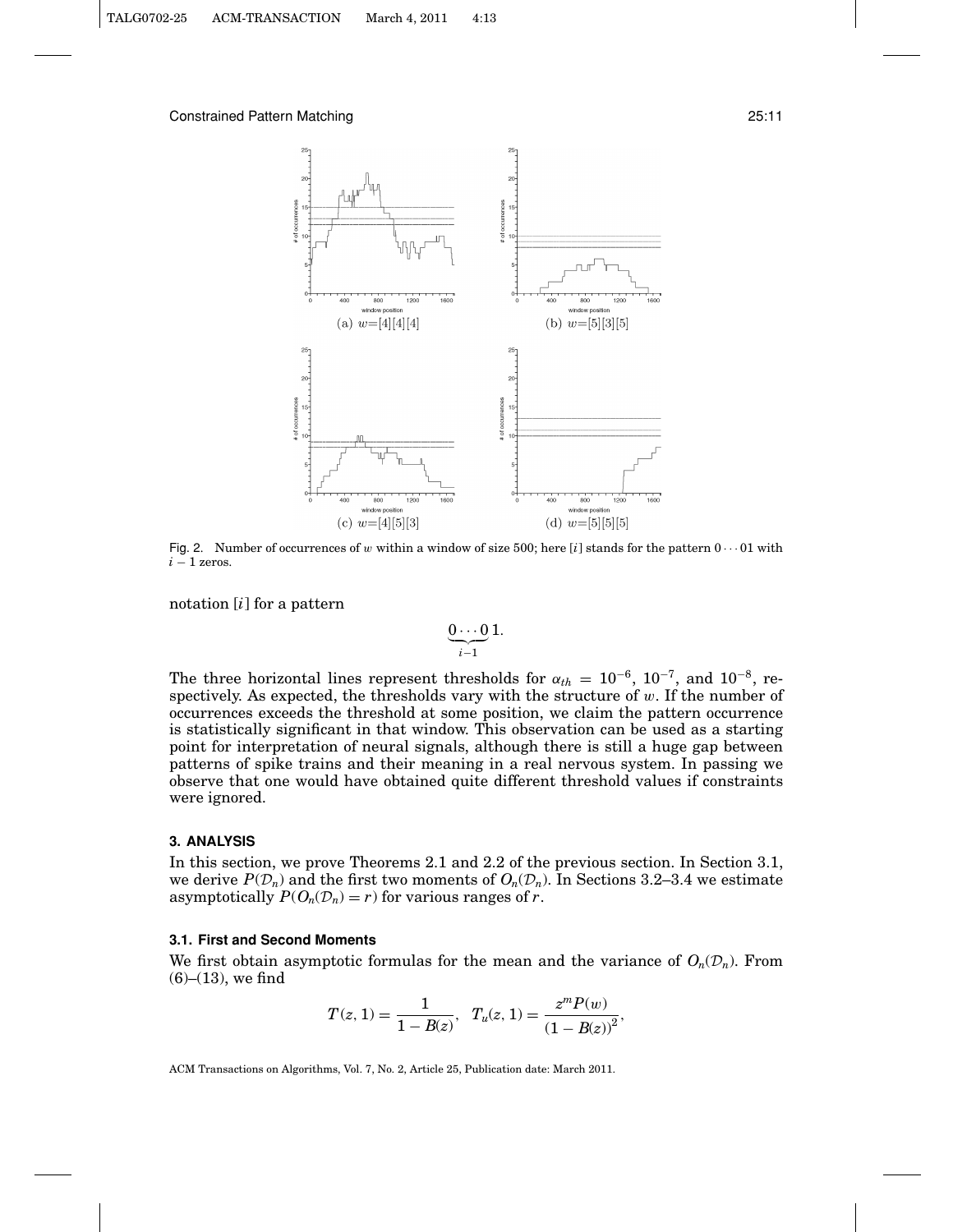(a) $w$=[4][4][4]

(b) $w$=[5][3][5]

(c) $w$=[4][5][3]

(d) $w$=[5][5][5]

Fig. 2. Number of occurrences of $w$ within a window of size 500; here $[i]$ stands for the pattern $0 \cdots 01$ with $i-1$ zeros.

notation $[i]$ for a pattern

$$\underbrace{0 \cdots 0}_{i-1} 1.$$

The three horizontal lines represent thresholds for $\alpha_{th} = 10^{-6}$, $10^{-7}$, and $10^{-8}$, respectively. As expected, the thresholds vary with the structure of $w$. If the number of occurrences exceeds the threshold at some position, we claim the pattern occurrence is statistically significant in that window. This observation can be used as a starting point for interpretation of neural signals, although there is still a huge gap between patterns of spike trains and their meaning in a real nervous system. In passing we observe that one would have obtained quite different threshold values if constraints were ignored.

## 3. ANALYSIS

In this section, we prove Theorems 2.1 and 2.2 of the previous section. In Section 3.1, we derive $P(\mathcal{D}_n)$ and the first two moments of $O_n(\mathcal{D}_n)$. In Sections 3.2–3.4 we estimate asymptotically $P(O_n(\mathcal{D}_n) = r)$ for various ranges of $r$.

### 3.1. First and Second Moments

We first obtain asymptotic formulas for the mean and the variance of $O_n(\mathcal{D}_n)$. From (6)–(13), we find

$$T(z,1) = \frac{1}{1 - B(z)}, \quad T_u(z,1) = \frac{z^m P(w)}{(1 - B(z))^2},$$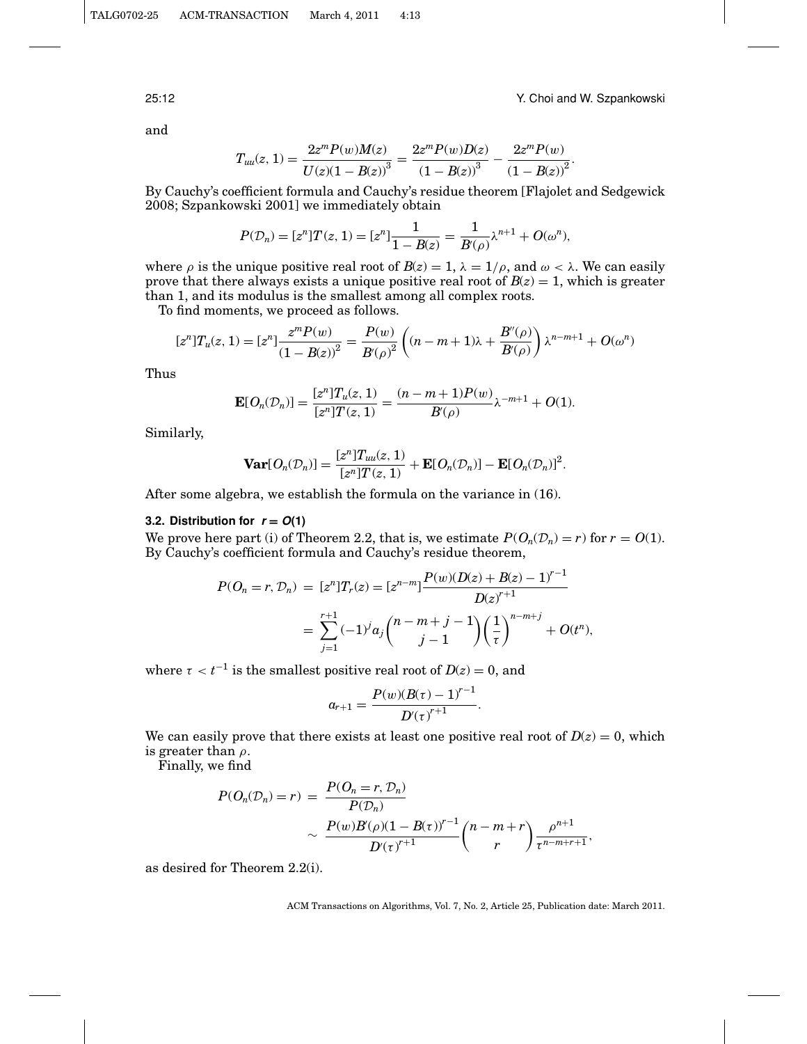and

$$T_{uu}(z,1) = \frac{2z^m P(w) M(z)}{U(z)(1-B(z))^3} = \frac{2z^m P(w) D(z)}{(1-B(z))^3} - \frac{2z^m P(w)}{(1-B(z))^2}.$$

By Cauchy's coefficient formula and Cauchy's residue theorem [Flajolet and Sedgewick 2008; Szpankowski 2001] we immediately obtain

$$P(\mathcal{D}_n) = [z^n]T(z,1) = [z^n]\frac{1}{1-B(z)} = \frac{1}{B'(\rho)}\lambda^{n+1} + O(\omega^n),$$

where $\rho$ is the unique positive real root of $B(z) = 1$, $\lambda = 1/\rho$, and $\omega < \lambda$. We can easily prove that there always exists a unique positive real root of $B(z) = 1$, which is greater than 1, and its modulus is the smallest among all complex roots.

To find moments, we proceed as follows.

$$[z^n]T_u(z,1) = [z^n]\frac{z^m P(w)}{(1-B(z))^2} = \frac{P(w)}{B'(\rho)^2}\left((n-m+1)\lambda + \frac{B''(\rho)}{B'(\rho)}\right)\lambda^{n-m+1} + O(\omega^n)$$

Thus

$$\mathbf{E}[O_n(\mathcal{D}_n)] = \frac{[z^n]T_u(z,1)}{[z^n]T(z,1)} = \frac{(n-m+1)P(w)}{B'(\rho)}\lambda^{-m+1} + O(1).$$

Similarly,

$$\mathbf{Var}[O_n(\mathcal{D}_n)] = \frac{[z^n]T_{uu}(z,1)}{[z^n]T(z,1)} + \mathbf{E}[O_n(\mathcal{D}_n)] - \mathbf{E}[O_n(\mathcal{D}_n)]^2.$$

After some algebra, we establish the formula on the variance in (16).

### 3.2. Distribution for $r = O(1)$

We prove here part (i) of Theorem 2.2, that is, we estimate $P(O_n(\mathcal{D}_n) = r)$ for $r = O(1)$. By Cauchy's coefficient formula and Cauchy's residue theorem,

$$\begin{aligned} P(O_n = r, \mathcal{D}_n) &= [z^n]T_r(z) = [z^{n-m}]\frac{P(w)(D(z)+B(z)-1)^{r-1}}{D(z)^{r+1}} \\ &= \sum_{j=1}^{r+1}(-1)^j a_j \binom{n-m+j-1}{j-1}\left(\frac{1}{\tau}\right)^{n-m+j} + O(t^n), \end{aligned}$$

where $\tau < t^{-1}$ is the smallest positive real root of $D(z) = 0$, and

$$a_{r+1} = \frac{P(w)(B(\tau)-1)^{r-1}}{D'(\tau)^{r+1}}.$$

We can easily prove that there exists at least one positive real root of $D(z) = 0$, which is greater than $\rho$.

Finally, we find

$$\begin{aligned} P(O_n(\mathcal{D}_n) = r) &= \frac{P(O_n = r, \mathcal{D}_n)}{P(\mathcal{D}_n)} \\ &\sim \frac{P(w)B'(\rho)(1-B(\tau))^{r-1}}{D'(\tau)^{r+1}}\binom{n-m+r}{r}\frac{\rho^{n+1}}{\tau^{n-m+r+1}}, \end{aligned}$$

as desired for Theorem 2.2(i).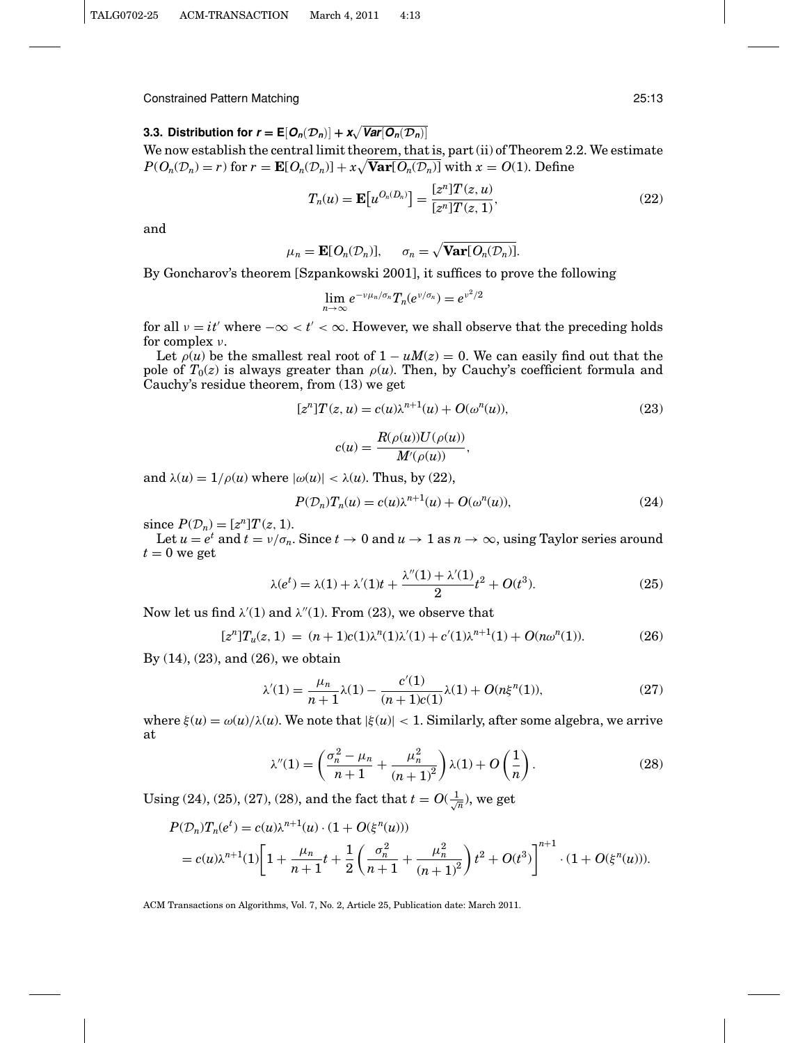### 3.3. Distribution for $r = \mathbf{E}[O_n(\mathcal{D}_n)] + x\sqrt{\mathbf{Var}[O_n(\mathcal{D}_n)]}$

We now establish the central limit theorem, that is, part (ii) of Theorem 2.2. We estimate $P(O_n(\mathcal{D}_n) = r)$ for $r = \mathbf{E}[O_n(\mathcal{D}_n)] + x\sqrt{\mathbf{Var}[O_n(\mathcal{D}_n)]}$ with $x = O(1)$. Define

$$T_n(u) = \mathbf{E}\big[u^{O_n(D_n)}\big] = \frac{[z^n]T(z,u)}{[z^n]T(z,1)}, \tag{22}$$

and

$$\mu_n = \mathbf{E}[O_n(\mathcal{D}_n)], \qquad \sigma_n = \sqrt{\mathbf{Var}[O_n(\mathcal{D}_n)]}.$$

By Goncharov's theorem [Szpankowski 2001], it suffices to prove the following

$$\lim_{n\to\infty} e^{-\nu\mu_n/\sigma_n} T_n(e^{\nu/\sigma_n}) = e^{\nu^2/2}$$

for all $\nu = it'$ where $-\infty < t' < \infty$. However, we shall observe that the preceding holds for complex $\nu$.

Let $\rho(u)$ be the smallest real root of $1 - uM(z) = 0$. We can easily find out that the pole of $T_0(z)$ is always greater than $\rho(u)$. Then, by Cauchy's coefficient formula and Cauchy's residue theorem, from (13) we get

$$[z^n]T(z,u) = c(u)\lambda^{n+1}(u) + O(\omega^n(u)), \tag{23}$$

$$c(u) = \frac{R(\rho(u))U(\rho(u))}{M'(\rho(u))},$$

and $\lambda(u) = 1/\rho(u)$ where $|\omega(u)| < \lambda(u)$. Thus, by (22),

$$P(\mathcal{D}_n)T_n(u) = c(u)\lambda^{n+1}(u) + O(\omega^n(u)), \tag{24}$$

since $P(\mathcal{D}_n) = [z^n]T(z,1)$.

Let $u = e^t$ and $t = \nu/\sigma_n$. Since $t \to 0$ and $u \to 1$ as $n \to \infty$, using Taylor series around $t = 0$ we get

$$\lambda(e^t) = \lambda(1) + \lambda'(1)t + \frac{\lambda''(1) + \lambda'(1)}{2}t^2 + O(t^3). \tag{25}$$

Now let us find $\lambda'(1)$ and $\lambda''(1)$. From (23), we observe that

$$[z^n]T_u(z,1) \;=\; (n+1)c(1)\lambda^n(1)\lambda'(1) + c'(1)\lambda^{n+1}(1) + O(n\omega^n(1)). \tag{26}$$

By (14), (23), and (26), we obtain

$$\lambda'(1) = \frac{\mu_n}{n+1}\lambda(1) - \frac{c'(1)}{(n+1)c(1)}\lambda(1) + O(n\xi^n(1)), \tag{27}$$

where $\xi(u) = \omega(u)/\lambda(u)$. We note that $|\xi(u)| < 1$. Similarly, after some algebra, we arrive at

$$\lambda''(1) = \left(\frac{\sigma_n^2 - \mu_n}{n+1} + \frac{\mu_n^2}{(n+1)^2}\right)\lambda(1) + O\left(\frac{1}{n}\right). \tag{28}$$

Using (24), (25), (27), (28), and the fact that $t = O(\frac{1}{\sqrt{n}})$, we get

$$\begin{aligned}
P(\mathcal{D}_n)T_n(e^t) &= c(u)\lambda^{n+1}(u)\cdot(1 + O(\xi^n(u)))\\
&= c(u)\lambda^{n+1}(1)\left[1 + \frac{\mu_n}{n+1}t + \frac{1}{2}\left(\frac{\sigma_n^2}{n+1} + \frac{\mu_n^2}{(n+1)^2}\right)t^2 + O(t^3)\right]^{n+1}\cdot(1 + O(\xi^n(u))).
\end{aligned}$$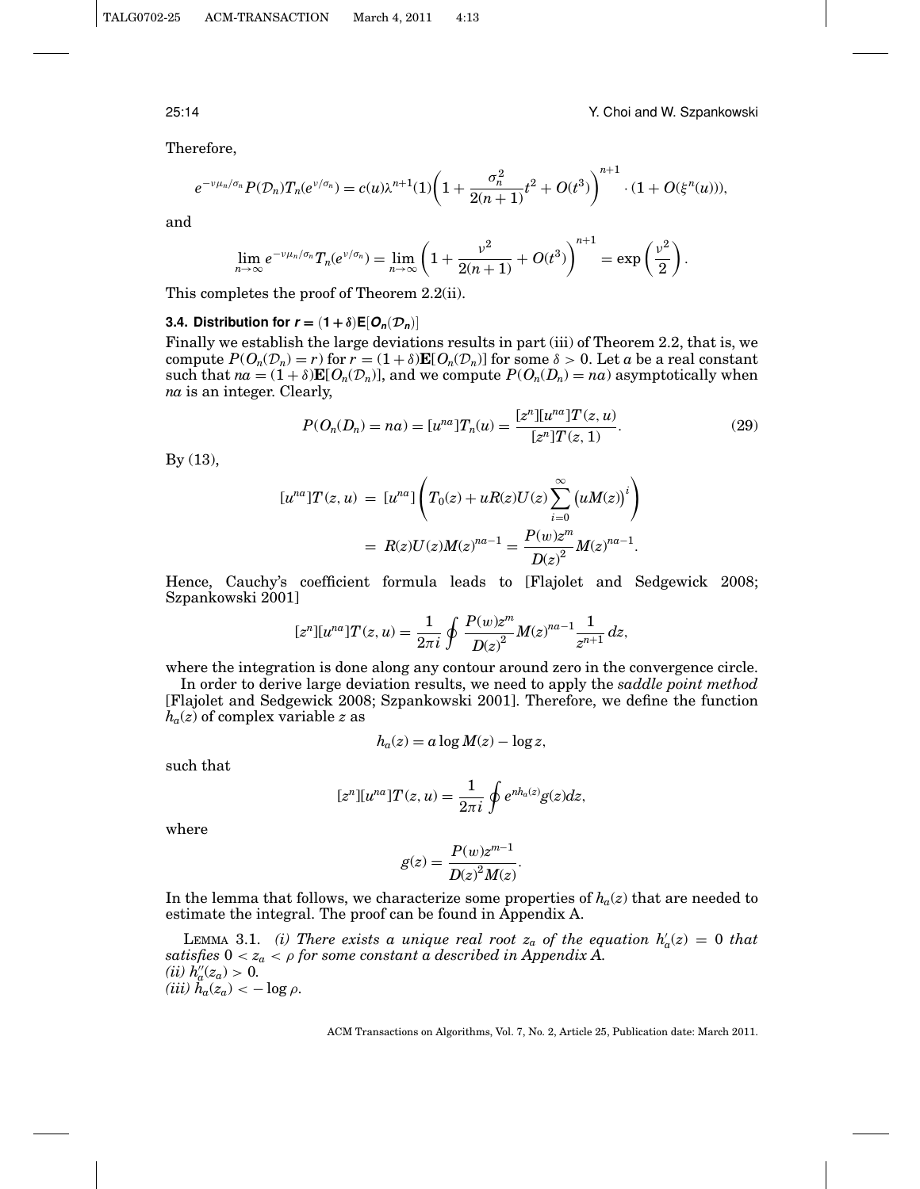Therefore,

$$e^{-\nu\mu_n/\sigma_n} P(\mathcal{D}_n) T_n(e^{\nu/\sigma_n}) = c(u)\lambda^{n+1}(1)\left(1 + \frac{\sigma_n^2}{2(n+1)}t^2 + O(t^3)\right)^{n+1} \cdot (1 + O(\xi^n(u))),$$

and

$$\lim_{n\to\infty} e^{-\nu\mu_n/\sigma_n} T_n(e^{\nu/\sigma_n}) = \lim_{n\to\infty}\left(1 + \frac{\nu^2}{2(n+1)} + O(t^3)\right)^{n+1} = \exp\left(\frac{\nu^2}{2}\right).$$

This completes the proof of Theorem 2.2(ii).

### 3.4. Distribution for $r = (1+\delta)\mathbf{E}[O_n(\mathcal{D}_n)]$

Finally we establish the large deviations results in part (iii) of Theorem 2.2, that is, we compute $P(O_n(\mathcal{D}_n) = r)$ for $r = (1+\delta)\mathbf{E}[O_n(\mathcal{D}_n)]$ for some $\delta > 0$. Let $a$ be a real constant such that $na = (1+\delta)\mathbf{E}[O_n(\mathcal{D}_n)]$, and we compute $P(O_n(D_n) = na)$ asymptotically when $na$ is an integer. Clearly,

$$P(O_n(D_n) = na) = [u^{na}]T_n(u) = \frac{[z^n][u^{na}]T(z,u)}{[z^n]T(z,1)}. \tag{29}$$

By (13),

$$\begin{aligned}
[u^{na}]T(z,u) &= [u^{na}]\left(T_0(z) + uR(z)U(z)\sum_{i=0}^{\infty}\left(uM(z)\right)^i\right) \\
&= R(z)U(z)M(z)^{na-1} = \frac{P(w)z^m}{D(z)^2}M(z)^{na-1}.
\end{aligned}$$

Hence, Cauchy's coefficient formula leads to [Flajolet and Sedgewick 2008; Szpankowski 2001]

$$[z^n][u^{na}]T(z,u) = \frac{1}{2\pi i}\oint \frac{P(w)z^m}{D(z)^2}M(z)^{na-1}\frac{1}{z^{n+1}}\,dz,$$

where the integration is done along any contour around zero in the convergence circle.

In order to derive large deviation results, we need to apply the *saddle point method* [Flajolet and Sedgewick 2008; Szpankowski 2001]. Therefore, we define the function $h_a(z)$ of complex variable $z$ as

$$h_a(z) = a\log M(z) - \log z,$$

such that

$$[z^n][u^{na}]T(z,u) = \frac{1}{2\pi i}\oint e^{nh_a(z)}g(z)dz,$$

where

$$g(z) = \frac{P(w)z^{m-1}}{D(z)^2 M(z)}.$$

In the lemma that follows, we characterize some properties of $h_a(z)$ that are needed to estimate the integral. The proof can be found in Appendix A.

LEMMA 3.1. *(i) There exists a unique real root $z_a$ of the equation $h_a'(z) = 0$ that satisfies $0 < z_a < \rho$ for some constant $a$ described in Appendix A.*
*(ii) $h_a''(z_a) > 0$.*
*(iii) $h_a(z_a) < -\log\rho$.*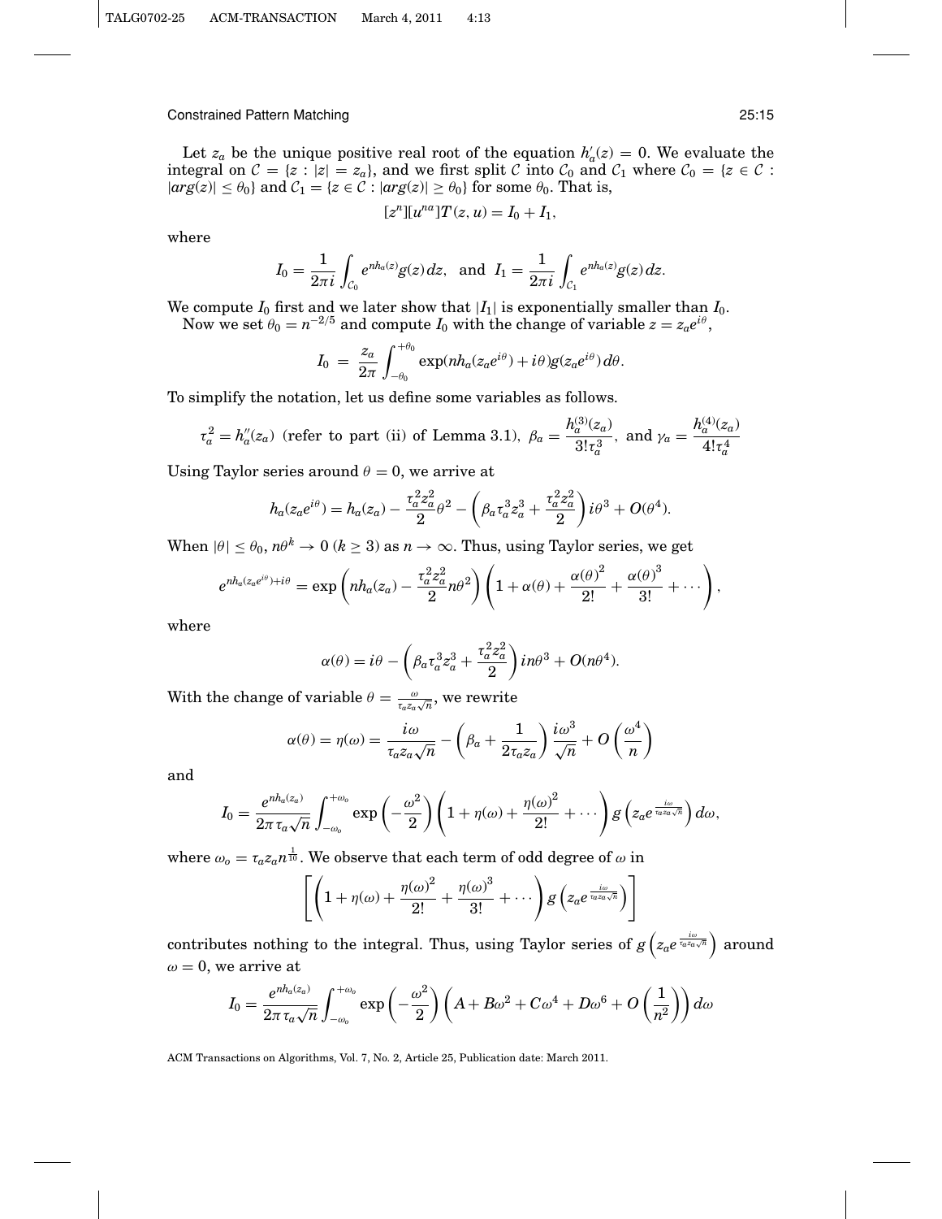Let $z_a$ be the unique positive real root of the equation $h_a'(z) = 0$. We evaluate the integral on $\mathcal{C} = \{z : |z| = z_a\}$, and we first split $\mathcal{C}$ into $\mathcal{C}_0$ and $\mathcal{C}_1$ where $\mathcal{C}_0 = \{z \in \mathcal{C} : |arg(z)| \leq \theta_0\}$ and $\mathcal{C}_1 = \{z \in \mathcal{C} : |arg(z)| \geq \theta_0\}$ for some $\theta_0$. That is,

$$[z^n][u^{na}]T(z,u) = I_0 + I_1,$$

where

$$I_0 = \frac{1}{2\pi i}\int_{\mathcal{C}_0} e^{nh_a(z)} g(z)\,dz, \ \text{ and } \ I_1 = \frac{1}{2\pi i}\int_{\mathcal{C}_1} e^{nh_a(z)} g(z)\,dz.$$

We compute $I_0$ first and we later show that $|I_1|$ is exponentially smaller than $I_0$.

Now we set $\theta_0 = n^{-2/5}$ and compute $I_0$ with the change of variable $z = z_a e^{i\theta}$,

$$I_0 = \frac{z_a}{2\pi}\int_{-\theta_0}^{+\theta_0} \exp(nh_a(z_a e^{i\theta}) + i\theta) g(z_a e^{i\theta})\,d\theta.$$

To simplify the notation, let us define some variables as follows.

$$\tau_a^2 = h_a''(z_a) \text{ (refer to part (ii) of Lemma 3.1)}, \ \beta_a = \frac{h_a^{(3)}(z_a)}{3!\tau_a^3}, \ \text{and } \gamma_a = \frac{h_a^{(4)}(z_a)}{4!\tau_a^4}$$

Using Taylor series around $\theta = 0$, we arrive at

$$h_a(z_a e^{i\theta}) = h_a(z_a) - \frac{\tau_a^2 z_a^2}{2}\theta^2 - \left(\beta_a \tau_a^3 z_a^3 + \frac{\tau_a^2 z_a^2}{2}\right) i\theta^3 + O(\theta^4).$$

When $|\theta| \leq \theta_0$, $n\theta^k \to 0$ ($k \geq 3$) as $n \to \infty$. Thus, using Taylor series, we get

$$e^{nh_a(z_a e^{i\theta}) + i\theta} = \exp\left(nh_a(z_a) - \frac{\tau_a^2 z_a^2}{2} n\theta^2\right)\left(1 + \alpha(\theta) + \frac{\alpha(\theta)^2}{2!} + \frac{\alpha(\theta)^3}{3!} + \cdots\right),$$

where

$$\alpha(\theta) = i\theta - \left(\beta_a \tau_a^3 z_a^3 + \frac{\tau_a^2 z_a^2}{2}\right) in\theta^3 + O(n\theta^4).$$

With the change of variable $\theta = \frac{\omega}{\tau_a z_a \sqrt{n}}$, we rewrite

$$\alpha(\theta) = \eta(\omega) = \frac{i\omega}{\tau_a z_a \sqrt{n}} - \left(\beta_a + \frac{1}{2\tau_a z_a}\right)\frac{i\omega^3}{\sqrt{n}} + O\left(\frac{\omega^4}{n}\right)$$

and

$$I_0 = \frac{e^{nh_a(z_a)}}{2\pi\,\tau_a\sqrt{n}}\int_{-\omega_0}^{+\omega_0} \exp\left(-\frac{\omega^2}{2}\right)\left(1 + \eta(\omega) + \frac{\eta(\omega)^2}{2!} + \cdots\right) g\left(z_a e^{\frac{i\omega}{\tau_a z_a \sqrt{n}}}\right) d\omega,$$

where $\omega_o = \tau_a z_a n^{\frac{1}{10}}$. We observe that each term of odd degree of $\omega$ in

$$\left[\left(1 + \eta(\omega) + \frac{\eta(\omega)^2}{2!} + \frac{\eta(\omega)^3}{3!} + \cdots\right) g\left(z_a e^{\frac{i\omega}{\tau_a z_a \sqrt{n}}}\right)\right]$$

contributes nothing to the integral. Thus, using Taylor series of $g\left(z_a e^{\frac{i\omega}{\tau_a z_a \sqrt{n}}}\right)$ around $\omega = 0$, we arrive at

$$I_0 = \frac{e^{nh_a(z_a)}}{2\pi\,\tau_a\sqrt{n}}\int_{-\omega_0}^{+\omega_0} \exp\left(-\frac{\omega^2}{2}\right)\left(A + B\omega^2 + C\omega^4 + D\omega^6 + O\left(\frac{1}{n^2}\right)\right) d\omega$$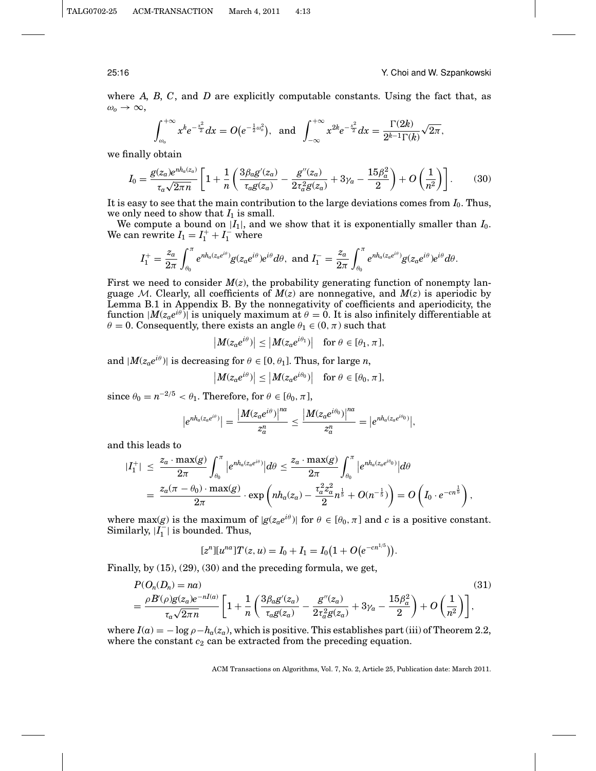where $A$, $B$, $C$, and $D$ are explicitly computable constants. Using the fact that, as $\omega_o \to \infty$,

$$\int_{\omega_o}^{+\infty} x^k e^{-\frac{x^2}{2}} dx = O\big(e^{-\frac{1}{2}\omega_o^2}\big), \text{ and } \int_{-\infty}^{+\infty} x^{2k} e^{-\frac{x^2}{2}} dx = \frac{\Gamma(2k)}{2^{k-1}\Gamma(k)}\sqrt{2\pi},$$

we finally obtain

$$I_0 = \frac{g(z_a)e^{nh_a(z_a)}}{\tau_a\sqrt{2\pi n}}\left[1 + \frac{1}{n}\left(\frac{3\beta_a g'(z_a)}{\tau_a g(z_a)} - \frac{g''(z_a)}{2\tau_a^2 g(z_a)} + 3\gamma_a - \frac{15\beta_a^2}{2}\right) + O\left(\frac{1}{n^2}\right)\right]. \tag{30}$$

It is easy to see that the main contribution to the large deviations comes from $I_0$. Thus, we only need to show that $I_1$ is small.

We compute a bound on $|I_1|$, and we show that it is exponentially smaller than $I_0$. We can rewrite $I_1 = I_1^+ + I_1^-$ where

$$I_1^+ = \frac{z_a}{2\pi}\int_{\theta_0}^{\pi} e^{nh_a(z_a e^{i\theta})} g(z_a e^{i\theta}) e^{i\theta} d\theta, \text{ and } I_1^- = \frac{z_a}{2\pi}\int_{\theta_0}^{\pi} e^{nh_a(z_a e^{i\theta})} g(z_a e^{i\theta}) e^{i\theta} d\theta.$$

First we need to consider $M(z)$, the probability generating function of nonempty language $\mathcal{M}$. Clearly, all coefficients of $M(z)$ are nonnegative, and $M(z)$ is aperiodic by Lemma B.1 in Appendix B. By the nonnegativity of coefficients and aperiodicity, the function $|M(z_a e^{i\theta})|$ is uniquely maximum at $\theta = 0$. It is also infinitely differentiable at $\theta = 0$. Consequently, there exists an angle $\theta_1 \in (0, \pi)$ such that

$$\big|M(z_a e^{i\theta})\big| \le \big|M(z_a e^{i\theta_1})\big| \quad \text{for } \theta \in [\theta_1, \pi],$$

and $|M(z_a e^{i\theta})|$ is decreasing for $\theta \in [0, \theta_1]$. Thus, for large $n$,

$$\big|M(z_a e^{i\theta})\big| \le \big|M(z_a e^{i\theta_0})\big| \quad \text{for } \theta \in [\theta_0, \pi],$$

since $\theta_0 = n^{-2/5} < \theta_1$. Therefore, for $\theta \in [\theta_0, \pi]$,

$$\big|e^{nh_a(z_a e^{i\theta})}\big| = \frac{\big|M(z_a e^{i\theta})\big|^{na}}{z_a^n} \le \frac{\big|M(z_a e^{i\theta_0})\big|^{na}}{z_a^n} = \big|e^{nh_a(z_a e^{i\theta_0})}\big|,$$

and this leads to

$$\begin{aligned}
|I_1^+| &\le \frac{z_a \cdot \max(g)}{2\pi}\int_{\theta_0}^{\pi} \big|e^{nh_a(z_a e^{i\theta})}\big| d\theta \le \frac{z_a \cdot \max(g)}{2\pi}\int_{\theta_0}^{\pi} \big|e^{nh_a(z_a e^{i\theta_0})}\big| d\theta \\
&= \frac{z_a(\pi - \theta_0)\cdot \max(g)}{2\pi} \cdot \exp\left(nh_a(z_a) - \frac{\tau_a^2 z_a^2}{2} n^{\frac{1}{5}} + O(n^{-\frac{1}{5}})\right) = O\left(I_0 \cdot e^{-cn^{\frac{1}{5}}}\right),
\end{aligned}$$

where $\max(g)$ is the maximum of $|g(z_a e^{i\theta})|$ for $\theta \in [\theta_0, \pi]$ and $c$ is a positive constant. Similarly, $|I_1^-|$ is bounded. Thus,

$$[z^n][u^{na}]T(z,u) = I_0 + I_1 = I_0\big(1 + O\big(e^{-cn^{1/5}}\big)\big).$$

Finally, by (15), (29), (30) and the preceding formula, we get,

$$\begin{aligned}
&P(O_n(D_n) = na) \\
&= \frac{\rho B'(\rho) g(z_a) e^{-nI(a)}}{\tau_a\sqrt{2\pi n}}\left[1 + \frac{1}{n}\left(\frac{3\beta_a g'(z_a)}{\tau_a g(z_a)} - \frac{g''(z_a)}{2\tau_a^2 g(z_a)} + 3\gamma_a - \frac{15\beta_a^2}{2}\right) + O\left(\frac{1}{n^2}\right)\right],
\end{aligned} \tag{31}$$

where $I(a) = -\log\rho - h_a(z_a)$, which is positive. This establishes part (iii) of Theorem 2.2, where the constant $c_2$ can be extracted from the preceding equation.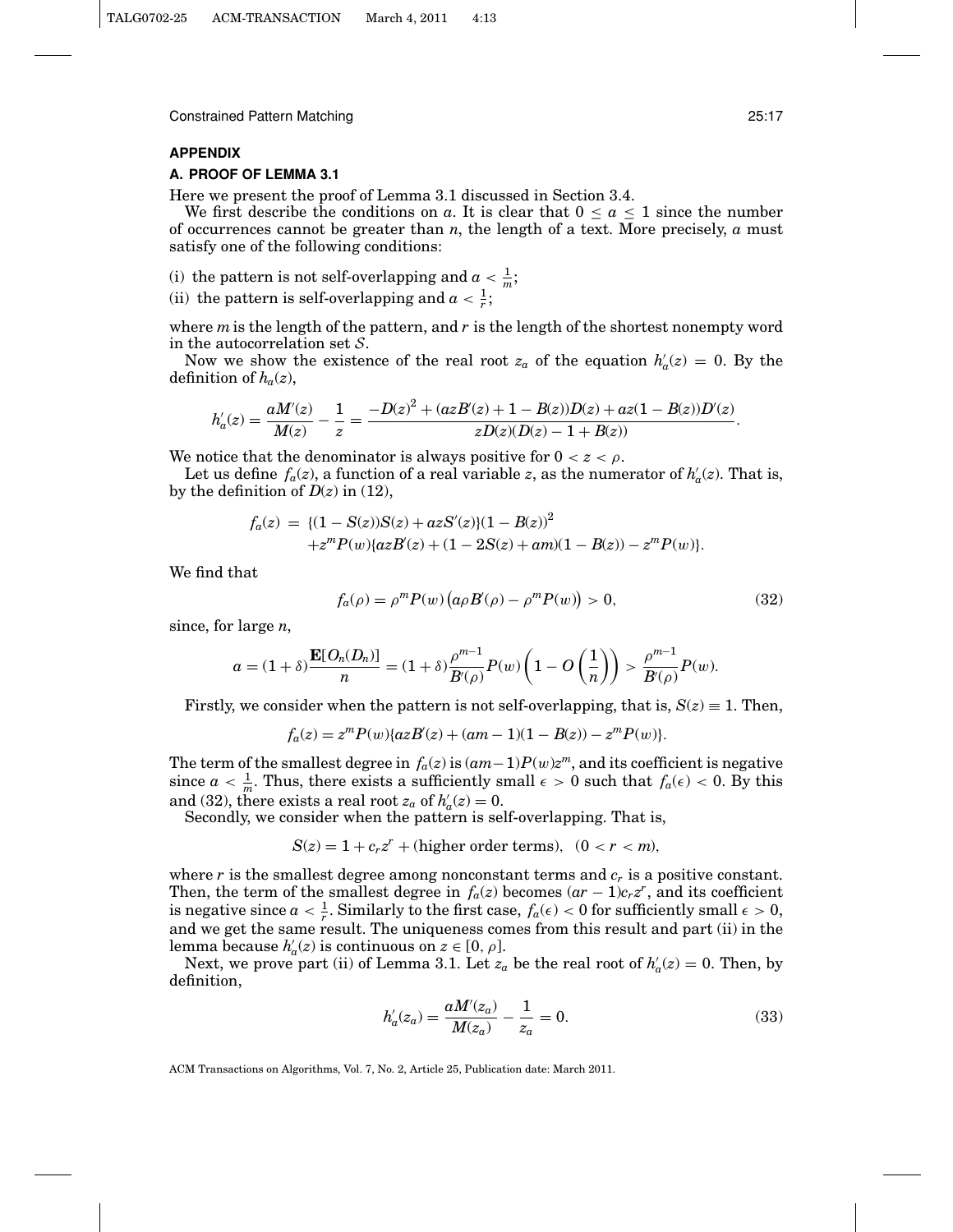## APPENDIX

### A. PROOF OF LEMMA 3.1

Here we present the proof of Lemma 3.1 discussed in Section 3.4.

We first describe the conditions on $a$. It is clear that $0 \le a \le 1$ since the number of occurrences cannot be greater than $n$, the length of a text. More precisely, $a$ must satisfy one of the following conditions:

(i) the pattern is not self-overlapping and $a < \frac{1}{m}$;

(ii) the pattern is self-overlapping and $a < \frac{1}{r}$;

where $m$ is the length of the pattern, and $r$ is the length of the shortest nonempty word in the autocorrelation set $\mathcal{S}$.

Now we show the existence of the real root $z_a$ of the equation $h_a'(z) = 0$. By the definition of $h_a(z)$,

$$h_a'(z) = \frac{aM'(z)}{M(z)} - \frac{1}{z} = \frac{-D(z)^2 + (azB'(z) + 1 - B(z))D(z) + az(1 - B(z))D'(z)}{zD(z)(D(z) - 1 + B(z))}.$$

We notice that the denominator is always positive for $0 < z < \rho$.

Let us define $f_a(z)$, a function of a real variable $z$, as the numerator of $h_a'(z)$. That is, by the definition of $D(z)$ in (12),

$$\begin{aligned} f_a(z) = &\{(1 - S(z))S(z) + azS'(z)\}(1 - B(z))^2 \\ &+ z^m P(w)\{azB'(z) + (1 - 2S(z) + am)(1 - B(z)) - z^m P(w)\}. \end{aligned}$$

We find that

$$f_a(\rho) = \rho^m P(w)\left(a\rho B'(\rho) - \rho^m P(w)\right) > 0, \tag{32}$$

since, for large $n$,

$$a = (1 + \delta)\frac{\mathbf{E}[O_n(D_n)]}{n} = (1 + \delta)\frac{\rho^{m-1}}{B'(\rho)}P(w)\left(1 - O\left(\frac{1}{n}\right)\right) > \frac{\rho^{m-1}}{B'(\rho)}P(w).$$

Firstly, we consider when the pattern is not self-overlapping, that is, $S(z) \equiv 1$. Then,

$$f_a(z) = z^m P(w)\{azB'(z) + (am - 1)(1 - B(z)) - z^m P(w)\}.$$

The term of the smallest degree in $f_a(z)$ is $(am-1)P(w)z^m$, and its coefficient is negative since $a < \frac{1}{m}$. Thus, there exists a sufficiently small $\epsilon > 0$ such that $f_a(\epsilon) < 0$. By this and (32), there exists a real root $z_a$ of $h_a'(z) = 0$.

Secondly, we consider when the pattern is self-overlapping. That is,

$$S(z) = 1 + c_r z^r + (\text{higher order terms}), \quad (0 < r < m),$$

where $r$ is the smallest degree among nonconstant terms and $c_r$ is a positive constant. Then, the term of the smallest degree in $f_a(z)$ becomes $(ar - 1)c_r z^r$, and its coefficient is negative since $a < \frac{1}{r}$. Similarly to the first case, $f_a(\epsilon) < 0$ for sufficiently small $\epsilon > 0$, and we get the same result. The uniqueness comes from this result and part (ii) in the lemma because $h_a'(z)$ is continuous on $z \in [0, \rho]$.

Next, we prove part (ii) of Lemma 3.1. Let $z_a$ be the real root of $h_a'(z) = 0$. Then, by definition,

$$h_a'(z_a) = \frac{aM'(z_a)}{M(z_a)} - \frac{1}{z_a} = 0. \tag{33}$$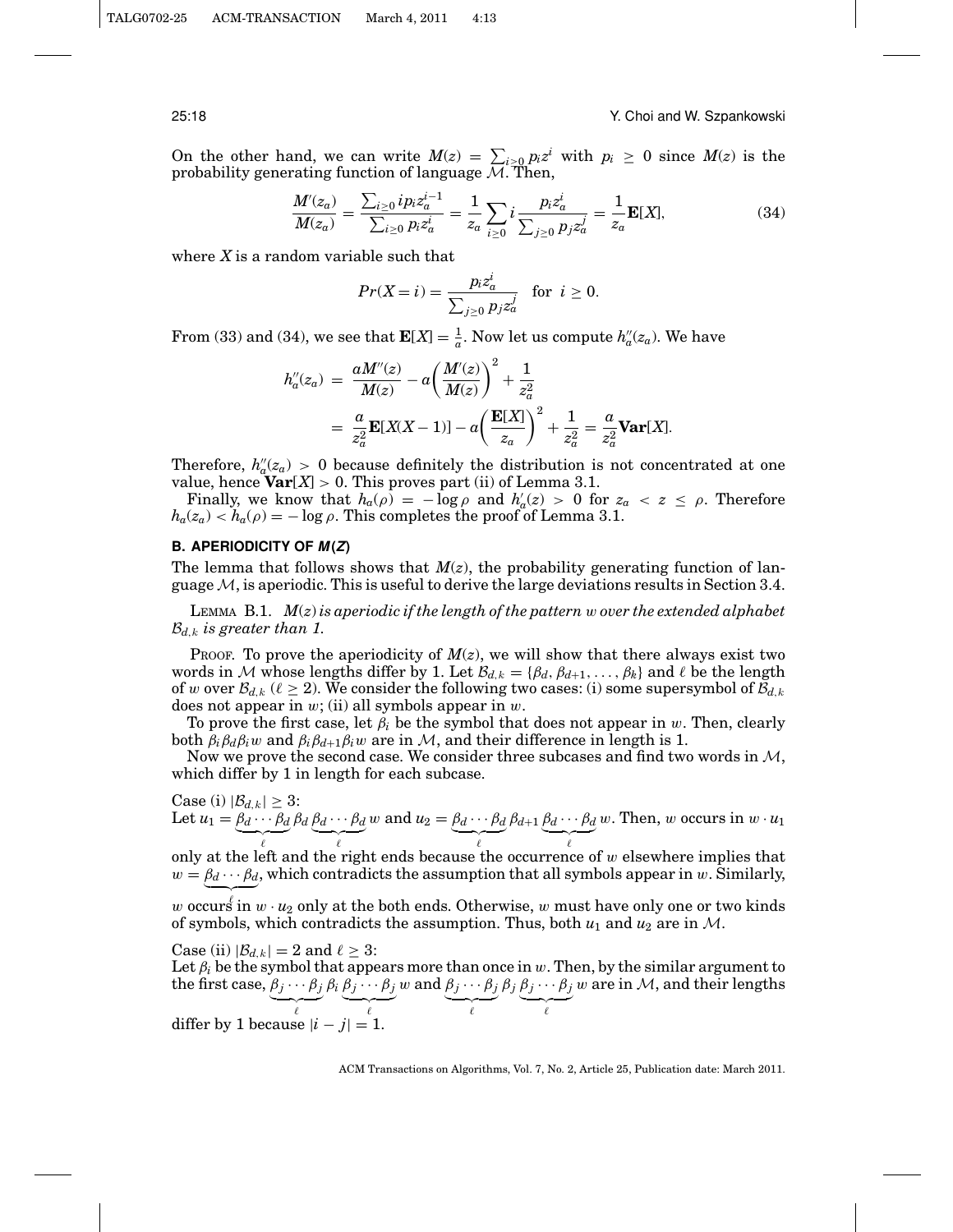On the other hand, we can write $M(z) = \sum_{i\geq 0} p_i z^i$ with $p_i \geq 0$ since $M(z)$ is the probability generating function of language $\mathcal{M}$. Then,

$$\frac{M'(z_a)}{M(z_a)} = \frac{\sum_{i\geq 0} i p_i z_a^{i-1}}{\sum_{i\geq 0} p_i z_a^i} = \frac{1}{z_a}\sum_{i\geq 0} i \frac{p_i z_a^i}{\sum_{j\geq 0} p_j z_a^j} = \frac{1}{z_a}\mathbf{E}[X], \tag{34}$$

where $X$ is a random variable such that

$$Pr(X = i) = \frac{p_i z_a^i}{\sum_{j\geq 0} p_j z_a^j} \quad \text{for } \ i \geq 0.$$

From (33) and (34), we see that $\mathbf{E}[X] = \frac{1}{a}$. Now let us compute $h_a''(z_a)$. We have

$$\begin{aligned}
h_a''(z_a) &= \frac{aM''(z)}{M(z)} - a\left(\frac{M'(z)}{M(z)}\right)^2 + \frac{1}{z_a^2} \\
&= \frac{a}{z_a^2}\mathbf{E}[X(X-1)] - a\left(\frac{\mathbf{E}[X]}{z_a}\right)^2 + \frac{1}{z_a^2} = \frac{a}{z_a^2}\mathbf{Var}[X].
\end{aligned}$$

Therefore, $h_a''(z_a) > 0$ because definitely the distribution is not concentrated at one value, hence $\mathbf{Var}[X] > 0$. This proves part (ii) of Lemma 3.1.

Finally, we know that $h_a(\rho) = -\log\rho$ and $h_a'(z) > 0$ for $z_a < z \leq \rho$. Therefore $h_a(z_a) < h_a(\rho) = -\log\rho$. This completes the proof of Lemma 3.1.

## B. APERIODICITY OF $M(Z)$

The lemma that follows shows that $M(z)$, the probability generating function of language $\mathcal{M}$, is aperiodic. This is useful to derive the large deviations results in Section 3.4.

LEMMA B.1. *$M(z)$ is aperiodic if the length of the pattern $w$ over the extended alphabet $\mathcal{B}_{d,k}$ is greater than 1.*

PROOF. To prove the aperiodicity of $M(z)$, we will show that there always exist two words in $\mathcal{M}$ whose lengths differ by 1. Let $\mathcal{B}_{d,k} = \{\beta_d, \beta_{d+1}, \ldots, \beta_k\}$ and $\ell$ be the length of $w$ over $\mathcal{B}_{d,k}$ ($\ell \geq 2$). We consider the following two cases: (i) some supersymbol of $\mathcal{B}_{d,k}$ does not appear in $w$; (ii) all symbols appear in $w$.

To prove the first case, let $\beta_i$ be the symbol that does not appear in $w$. Then, clearly both $\beta_i\beta_d\beta_i w$ and $\beta_i\beta_{d+1}\beta_i w$ are in $\mathcal{M}$, and their difference in length is 1.

Now we prove the second case. We consider three subcases and find two words in $\mathcal{M}$, which differ by 1 in length for each subcase.

Case (i) $|\mathcal{B}_{d,k}| \geq 3$:
Let $u_1 = \underbrace{\beta_d\cdots\beta_d}_{\ell}\,\beta_d\,\underbrace{\beta_d\cdots\beta_d}_{\ell}\,w$ and $u_2 = \underbrace{\beta_d\cdots\beta_d}_{\ell}\,\beta_{d+1}\,\underbrace{\beta_d\cdots\beta_d}_{\ell}\,w$. Then, $w$ occurs in $w\cdot u_1$ only at the left and the right ends because the occurrence of $w$ elsewhere implies that $w = \underbrace{\beta_d\cdots\beta_d}_{\ell}$, which contradicts the assumption that all symbols appear in $w$. Similarly, $w$ occurs in $w\cdot u_2$ only at the both ends. Otherwise, $w$ must have only one or two kinds of symbols, which contradicts the assumption. Thus, both $u_1$ and $u_2$ are in $\mathcal{M}$.

Case (ii) $|\mathcal{B}_{d,k}| = 2$ and $\ell \geq 3$:
Let $\beta_i$ be the symbol that appears more than once in $w$. Then, by the similar argument to the first case, $\underbrace{\beta_j\cdots\beta_j}_{\ell}\,\beta_i\,\underbrace{\beta_j\cdots\beta_j}_{\ell}\,w$ and $\underbrace{\beta_j\cdots\beta_j}_{\ell}\,\beta_j\,\underbrace{\beta_j\cdots\beta_j}_{\ell}\,w$ are in $\mathcal{M}$, and their lengths differ by 1 because $|i-j| = 1$.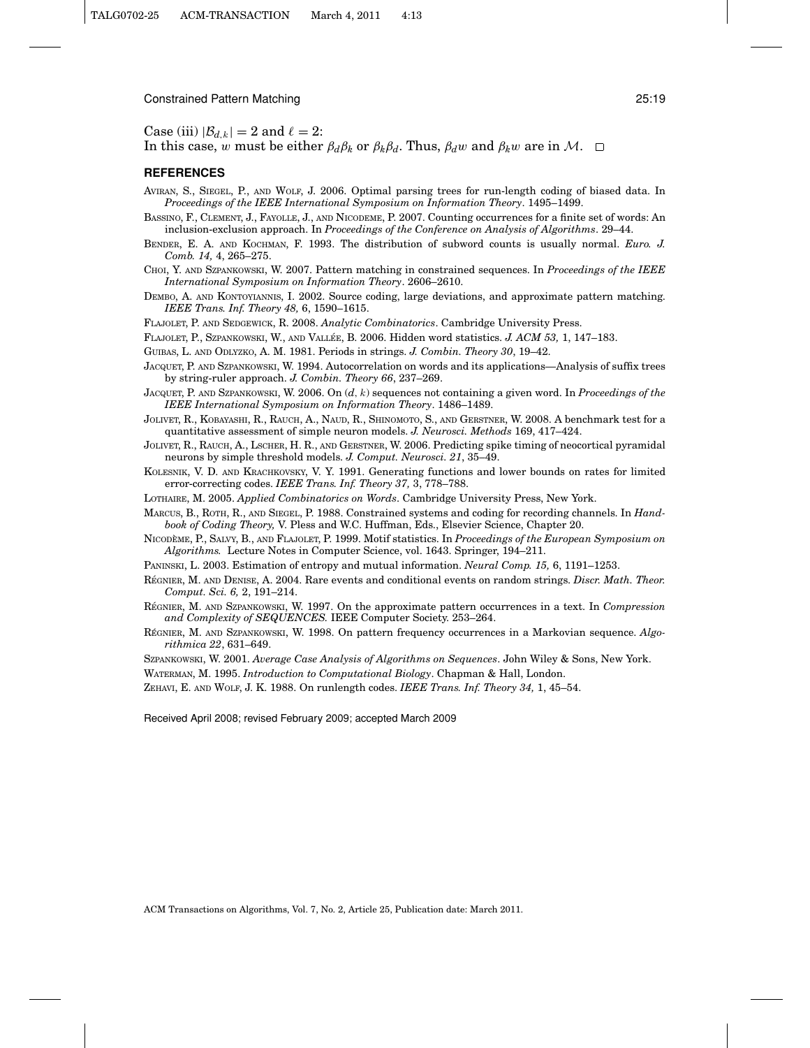Case (iii) $|\mathcal{B}_{d,k}| = 2$ and $\ell = 2$:
In this case, $w$ must be either $\beta_d\beta_k$ or $\beta_k\beta_d$. Thus, $\beta_d w$ and $\beta_k w$ are in $\mathcal{M}$. □

## REFERENCES

AVIRAN, S., SIEGEL, P., AND WOLF, J. 2006. Optimal parsing trees for run-length coding of biased data. In *Proceedings of the IEEE International Symposium on Information Theory*. 1495–1499.

BASSINO, F., CLEMENT, J., FAYOLLE, J., AND NICODEME, P. 2007. Counting occurrences for a finite set of words: An inclusion-exclusion approach. In *Proceedings of the Conference on Analysis of Algorithms*. 29–44.

BENDER, E. A. AND KOCHMAN, F. 1993. The distribution of subword counts is usually normal. *Euro. J. Comb. 14,* 4, 265–275.

CHOI, Y. AND SZPANKOWSKI, W. 2007. Pattern matching in constrained sequences. In *Proceedings of the IEEE International Symposium on Information Theory*. 2606–2610.

DEMBO, A. AND KONTOYIANNIS, I. 2002. Source coding, large deviations, and approximate pattern matching. *IEEE Trans. Inf. Theory 48,* 6, 1590–1615.

FLAJOLET, P. AND SEDGEWICK, R. 2008. *Analytic Combinatorics*. Cambridge University Press.

FLAJOLET, P., SZPANKOWSKI, W., AND VALLÉE, B. 2006. Hidden word statistics. *J. ACM 53,* 1, 147–183.

GUIBAS, L. AND ODLYZKO, A. M. 1981. Periods in strings. *J. Combin. Theory 30*, 19–42.

JACQUET, P. AND SZPANKOWSKI, W. 1994. Autocorrelation on words and its applications—Analysis of suffix trees by string-ruler approach. *J. Combin. Theory 66*, 237–269.

JACQUET, P. AND SZPANKOWSKI, W. 2006. On $(d, k)$ sequences not containing a given word. In *Proceedings of the IEEE International Symposium on Information Theory*. 1486–1489.

JOLIVET, R., KOBAYASHI, R., RAUCH, A., NAUD, R., SHINOMOTO, S., AND GERSTNER, W. 2008. A benchmark test for a quantitative assessment of simple neuron models. *J. Neurosci. Methods* 169, 417–424.

JOLIVET, R., RAUCH, A., LSCHER, H. R., AND GERSTNER, W. 2006. Predicting spike timing of neocortical pyramidal neurons by simple threshold models. *J. Comput. Neurosci. 21*, 35–49.

KOLESNIK, V. D. AND KRACHKOVSKY, V. Y. 1991. Generating functions and lower bounds on rates for limited error-correcting codes. *IEEE Trans. Inf. Theory 37,* 3, 778–788.

LOTHAIRE, M. 2005. *Applied Combinatorics on Words*. Cambridge University Press, New York.

MARCUS, B., ROTH, R., AND SIEGEL, P. 1988. Constrained systems and coding for recording channels. In *Handbook of Coding Theory,* V. Pless and W.C. Huffman, Eds., Elsevier Science, Chapter 20.

NICODÈME, P., SALVY, B., AND FLAJOLET, P. 1999. Motif statistics. In *Proceedings of the European Symposium on Algorithms.* Lecture Notes in Computer Science, vol. 1643. Springer, 194–211.

PANINSKI, L. 2003. Estimation of entropy and mutual information. *Neural Comp. 15,* 6, 1191–1253.

RÉGNIER, M. AND DENISE, A. 2004. Rare events and conditional events on random strings. *Discr. Math. Theor. Comput. Sci. 6,* 2, 191–214.

RÉGNIER, M. AND SZPANKOWSKI, W. 1997. On the approximate pattern occurrences in a text. In *Compression and Complexity of SEQUENCES.* IEEE Computer Society. 253–264.

RÉGNIER, M. AND SZPANKOWSKI, W. 1998. On pattern frequency occurrences in a Markovian sequence. *Algorithmica 22*, 631–649.

SZPANKOWSKI, W. 2001. *Average Case Analysis of Algorithms on Sequences*. John Wiley & Sons, New York.

WATERMAN, M. 1995. *Introduction to Computational Biology*. Chapman & Hall, London.

ZEHAVI, E. AND WOLF, J. K. 1988. On runlength codes. *IEEE Trans. Inf. Theory 34,* 1, 45–54.

Received April 2008; revised February 2009; accepted March 2009